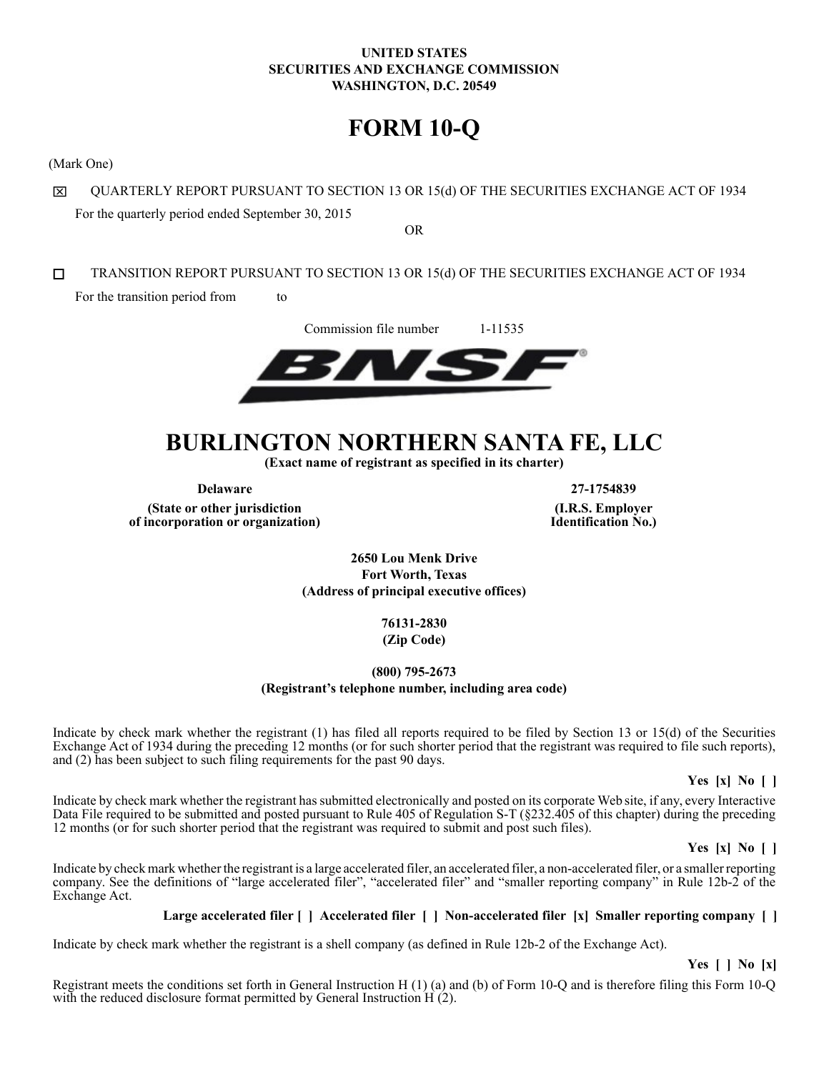**UNITED STATES**
**SECURITIES AND EXCHANGE COMMISSION**
**WASHINGTON, D.C. 20549**

# FORM 10-Q

(Mark One)

☒ QUARTERLY REPORT PURSUANT TO SECTION 13 OR 15(d) OF THE SECURITIES EXCHANGE ACT OF 1934

For the quarterly period ended September 30, 2015

OR

☐ TRANSITION REPORT PURSUANT TO SECTION 13 OR 15(d) OF THE SECURITIES EXCHANGE ACT OF 1934

For the transition period from to

Commission file number 1-11535

BNSF

# BURLINGTON NORTHERN SANTA FE, LLC

**(Exact name of registrant as specified in its charter)**

| **Delaware** | **27-1754839** |
|---|---|
| **(State or other jurisdiction of incorporation or organization)** | **(I.R.S. Employer Identification No.)** |

**2650 Lou Menk Drive**
**Fort Worth, Texas**
**(Address of principal executive offices)**

**76131-2830**
**(Zip Code)**

**(800) 795-2673**
**(Registrant's telephone number, including area code)**

Indicate by check mark whether the registrant (1) has filed all reports required to be filed by Section 13 or 15(d) of the Securities Exchange Act of 1934 during the preceding 12 months (or for such shorter period that the registrant was required to file such reports), and (2) has been subject to such filing requirements for the past 90 days.

**Yes [x] No [ ]**

Indicate by check mark whether the registrant has submitted electronically and posted on its corporate Web site, if any, every Interactive Data File required to be submitted and posted pursuant to Rule 405 of Regulation S-T (§232.405 of this chapter) during the preceding 12 months (or for such shorter period that the registrant was required to submit and post such files).

**Yes [x] No [ ]**

Indicate by check mark whether the registrant is a large accelerated filer, an accelerated filer, a non-accelerated filer, or a smaller reporting company. See the definitions of "large accelerated filer", "accelerated filer" and "smaller reporting company" in Rule 12b-2 of the Exchange Act.

**Large accelerated filer [ ] Accelerated filer [ ] Non-accelerated filer [x] Smaller reporting company [ ]**

Indicate by check mark whether the registrant is a shell company (as defined in Rule 12b-2 of the Exchange Act).

**Yes [ ] No [x]**

Registrant meets the conditions set forth in General Instruction H (1) (a) and (b) of Form 10-Q and is therefore filing this Form 10-Q with the reduced disclosure format permitted by General Instruction H (2).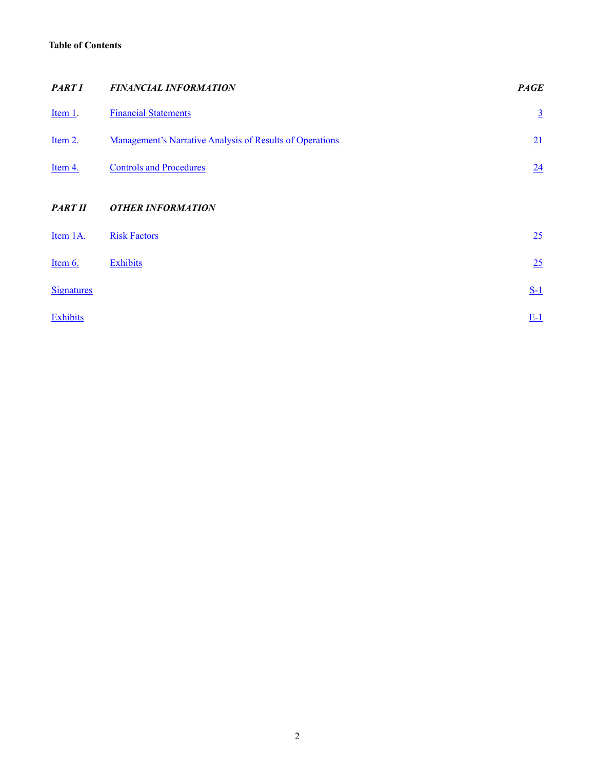**Table of Contents**

| *PART I* | *FINANCIAL INFORMATION* | *PAGE* |
|---|---|---|
| Item 1. | Financial Statements | 3 |
| Item 2. | Management's Narrative Analysis of Results of Operations | 21 |
| Item 4. | Controls and Procedures | 24 |
| *PART II* | *OTHER INFORMATION* | |
| Item 1A. | Risk Factors | 25 |
| Item 6. | Exhibits | 25 |
| Signatures | | S-1 |
| Exhibits | | E-1 |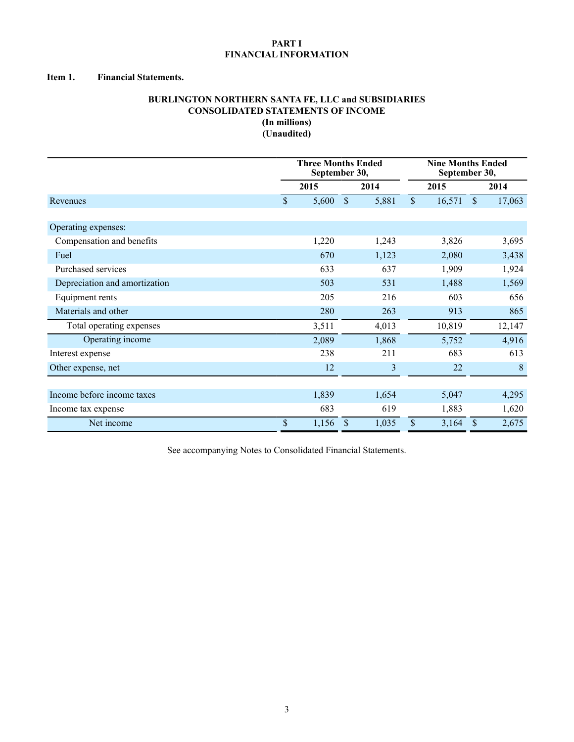# PART I
# FINANCIAL INFORMATION

**Item 1. Financial Statements.**

**BURLINGTON NORTHERN SANTA FE, LLC and SUBSIDIARIES**
**CONSOLIDATED STATEMENTS OF INCOME**
**(In millions)**
**(Unaudited)**

| | Three Months Ended September 30, | | Nine Months Ended September 30, | |
|---|---|---|---|---|
| | 2015 | 2014 | 2015 | 2014 |
| Revenues | $ 5,600 | $ 5,881 | $ 16,571 | $ 17,063 |
| Operating expenses: | | | | |
| Compensation and benefits | 1,220 | 1,243 | 3,826 | 3,695 |
| Fuel | 670 | 1,123 | 2,080 | 3,438 |
| Purchased services | 633 | 637 | 1,909 | 1,924 |
| Depreciation and amortization | 503 | 531 | 1,488 | 1,569 |
| Equipment rents | 205 | 216 | 603 | 656 |
| Materials and other | 280 | 263 | 913 | 865 |
| Total operating expenses | 3,511 | 4,013 | 10,819 | 12,147 |
| Operating income | 2,089 | 1,868 | 5,752 | 4,916 |
| Interest expense | 238 | 211 | 683 | 613 |
| Other expense, net | 12 | 3 | 22 | 8 |
| Income before income taxes | 1,839 | 1,654 | 5,047 | 4,295 |
| Income tax expense | 683 | 619 | 1,883 | 1,620 |
| Net income | $ 1,156 | $ 1,035 | $ 3,164 | $ 2,675 |

See accompanying Notes to Consolidated Financial Statements.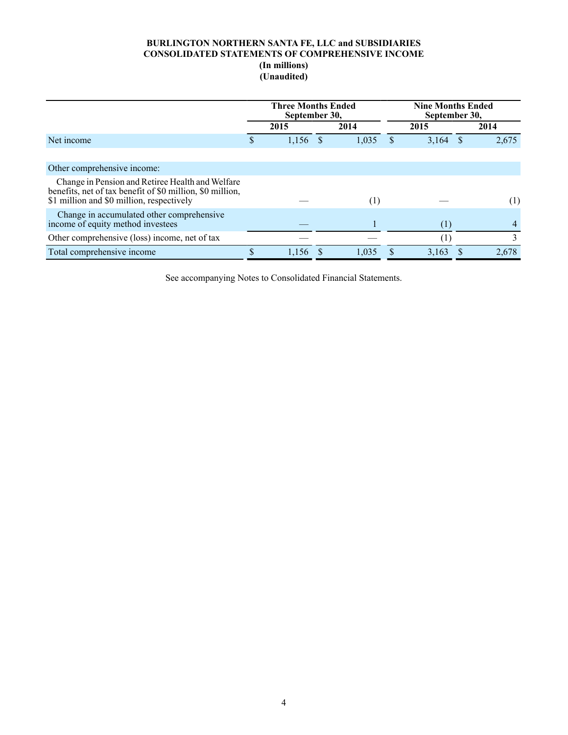**BURLINGTON NORTHERN SANTA FE, LLC and SUBSIDIARIES**
**CONSOLIDATED STATEMENTS OF COMPREHENSIVE INCOME**
**(In millions)**
**(Unaudited)**

| | Three Months Ended September 30, | | Nine Months Ended September 30, | |
|---|---|---|---|---|
| | 2015 | 2014 | 2015 | 2014 |
| Net income | $ 1,156 | $ 1,035 | $ 3,164 | $ 2,675 |
| | | | | |
| Other comprehensive income: | | | | |
| Change in Pension and Retiree Health and Welfare benefits, net of tax benefit of $0 million, $0 million, $1 million and $0 million, respectively | — | (1) | — | (1) |
| Change in accumulated other comprehensive income of equity method investees | — | 1 | (1) | 4 |
| Other comprehensive (loss) income, net of tax | — | — | (1) | 3 |
| Total comprehensive income | $ 1,156 | $ 1,035 | $ 3,163 | $ 2,678 |

See accompanying Notes to Consolidated Financial Statements.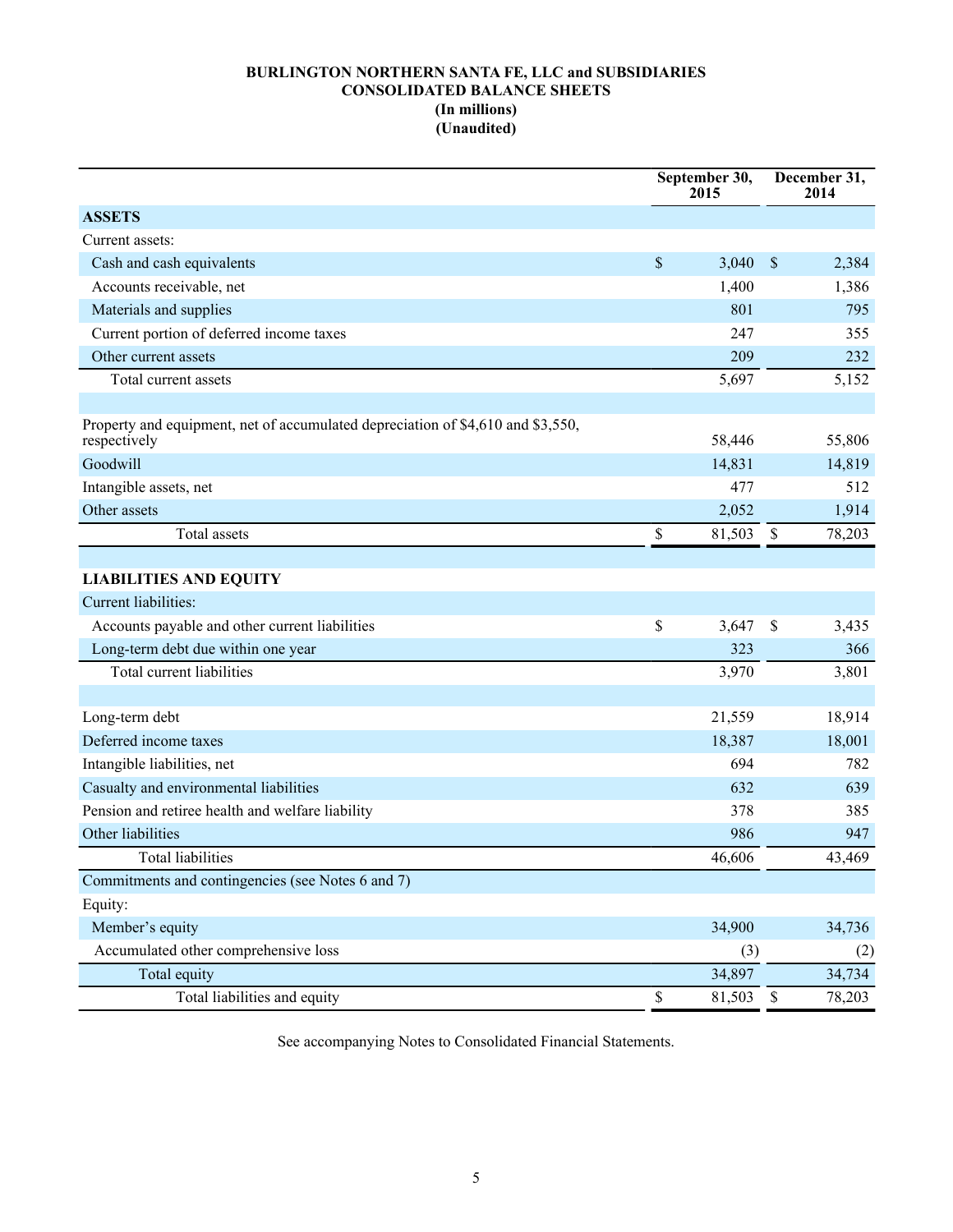**BURLINGTON NORTHERN SANTA FE, LLC and SUBSIDIARIES**
**CONSOLIDATED BALANCE SHEETS**
**(In millions)**
**(Unaudited)**

| | September 30, 2015 | December 31, 2014 |
|---|---|---|
| **ASSETS** | | |
| Current assets: | | |
| Cash and cash equivalents | $ 3,040 | $ 2,384 |
| Accounts receivable, net | 1,400 | 1,386 |
| Materials and supplies | 801 | 795 |
| Current portion of deferred income taxes | 247 | 355 |
| Other current assets | 209 | 232 |
| Total current assets | 5,697 | 5,152 |
| | | |
| Property and equipment, net of accumulated depreciation of $4,610 and $3,550, respectively | 58,446 | 55,806 |
| Goodwill | 14,831 | 14,819 |
| Intangible assets, net | 477 | 512 |
| Other assets | 2,052 | 1,914 |
| Total assets | $ 81,503 | $ 78,203 |
| | | |
| **LIABILITIES AND EQUITY** | | |
| Current liabilities: | | |
| Accounts payable and other current liabilities | $ 3,647 | $ 3,435 |
| Long-term debt due within one year | 323 | 366 |
| Total current liabilities | 3,970 | 3,801 |
| | | |
| Long-term debt | 21,559 | 18,914 |
| Deferred income taxes | 18,387 | 18,001 |
| Intangible liabilities, net | 694 | 782 |
| Casualty and environmental liabilities | 632 | 639 |
| Pension and retiree health and welfare liability | 378 | 385 |
| Other liabilities | 986 | 947 |
| Total liabilities | 46,606 | 43,469 |
| Commitments and contingencies (see Notes 6 and 7) | | |
| Equity: | | |
| Member's equity | 34,900 | 34,736 |
| Accumulated other comprehensive loss | (3) | (2) |
| Total equity | 34,897 | 34,734 |
| Total liabilities and equity | $ 81,503 | $ 78,203 |

See accompanying Notes to Consolidated Financial Statements.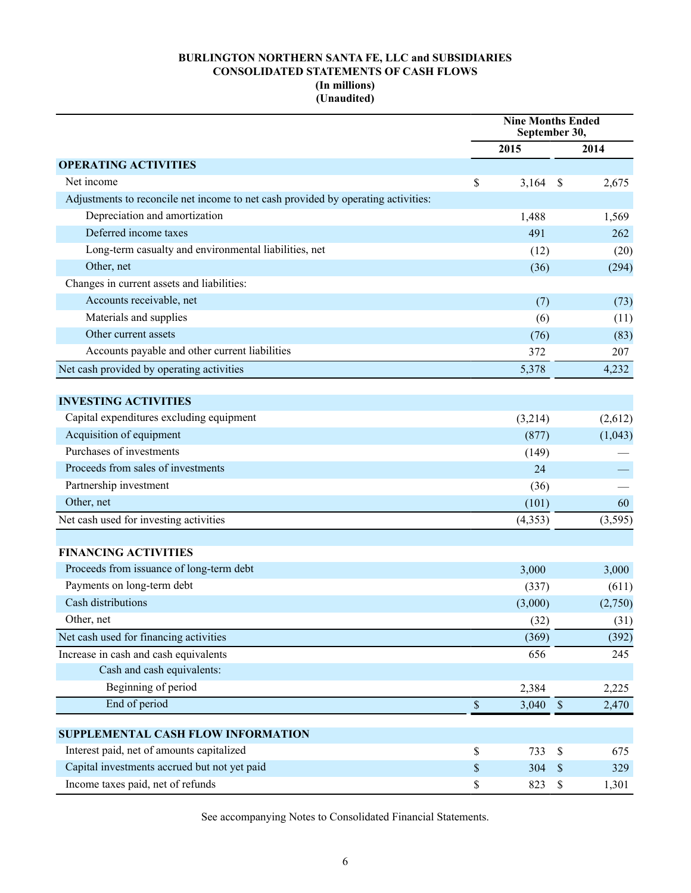**BURLINGTON NORTHERN SANTA FE, LLC and SUBSIDIARIES**
**CONSOLIDATED STATEMENTS OF CASH FLOWS**
**(In millions)**
**(Unaudited)**

| | Nine Months Ended September 30, | |
|---|---|---|
| | 2015 | 2014 |
| **OPERATING ACTIVITIES** | | |
| Net income | $ 3,164 | $ 2,675 |
| Adjustments to reconcile net income to net cash provided by operating activities: | | |
| Depreciation and amortization | 1,488 | 1,569 |
| Deferred income taxes | 491 | 262 |
| Long-term casualty and environmental liabilities, net | (12) | (20) |
| Other, net | (36) | (294) |
| Changes in current assets and liabilities: | | |
| Accounts receivable, net | (7) | (73) |
| Materials and supplies | (6) | (11) |
| Other current assets | (76) | (83) |
| Accounts payable and other current liabilities | 372 | 207 |
| Net cash provided by operating activities | 5,378 | 4,232 |
| **INVESTING ACTIVITIES** | | |
| Capital expenditures excluding equipment | (3,214) | (2,612) |
| Acquisition of equipment | (877) | (1,043) |
| Purchases of investments | (149) | — |
| Proceeds from sales of investments | 24 | — |
| Partnership investment | (36) | — |
| Other, net | (101) | 60 |
| Net cash used for investing activities | (4,353) | (3,595) |
| **FINANCING ACTIVITIES** | | |
| Proceeds from issuance of long-term debt | 3,000 | 3,000 |
| Payments on long-term debt | (337) | (611) |
| Cash distributions | (3,000) | (2,750) |
| Other, net | (32) | (31) |
| Net cash used for financing activities | (369) | (392) |
| Increase in cash and cash equivalents | 656 | 245 |
| Cash and cash equivalents: | | |
| Beginning of period | 2,384 | 2,225 |
| End of period | $ 3,040 | $ 2,470 |
| **SUPPLEMENTAL CASH FLOW INFORMATION** | | |
| Interest paid, net of amounts capitalized | $ 733 | $ 675 |
| Capital investments accrued but not yet paid | $ 304 | $ 329 |
| Income taxes paid, net of refunds | $ 823 | $ 1,301 |

See accompanying Notes to Consolidated Financial Statements.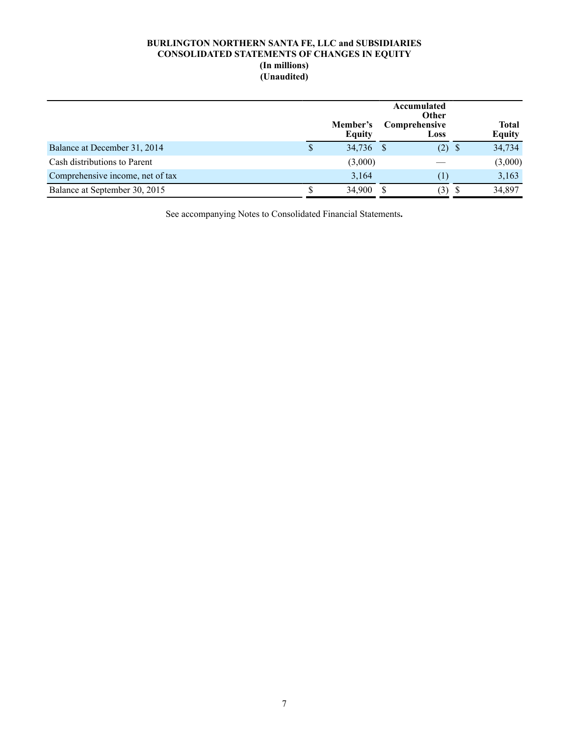# BURLINGTON NORTHERN SANTA FE, LLC and SUBSIDIARIES
## CONSOLIDATED STATEMENTS OF CHANGES IN EQUITY
### (In millions)
### (Unaudited)

| | Member's Equity | Accumulated Other Comprehensive Loss | Total Equity |
|---|---|---|---|
| Balance at December 31, 2014 | $ 34,736 | $ (2) | $ 34,734 |
| Cash distributions to Parent | (3,000) | — | (3,000) |
| Comprehensive income, net of tax | 3,164 | (1) | 3,163 |
| Balance at September 30, 2015 | $ 34,900 | $ (3) | $ 34,897 |

See accompanying Notes to Consolidated Financial Statements**.**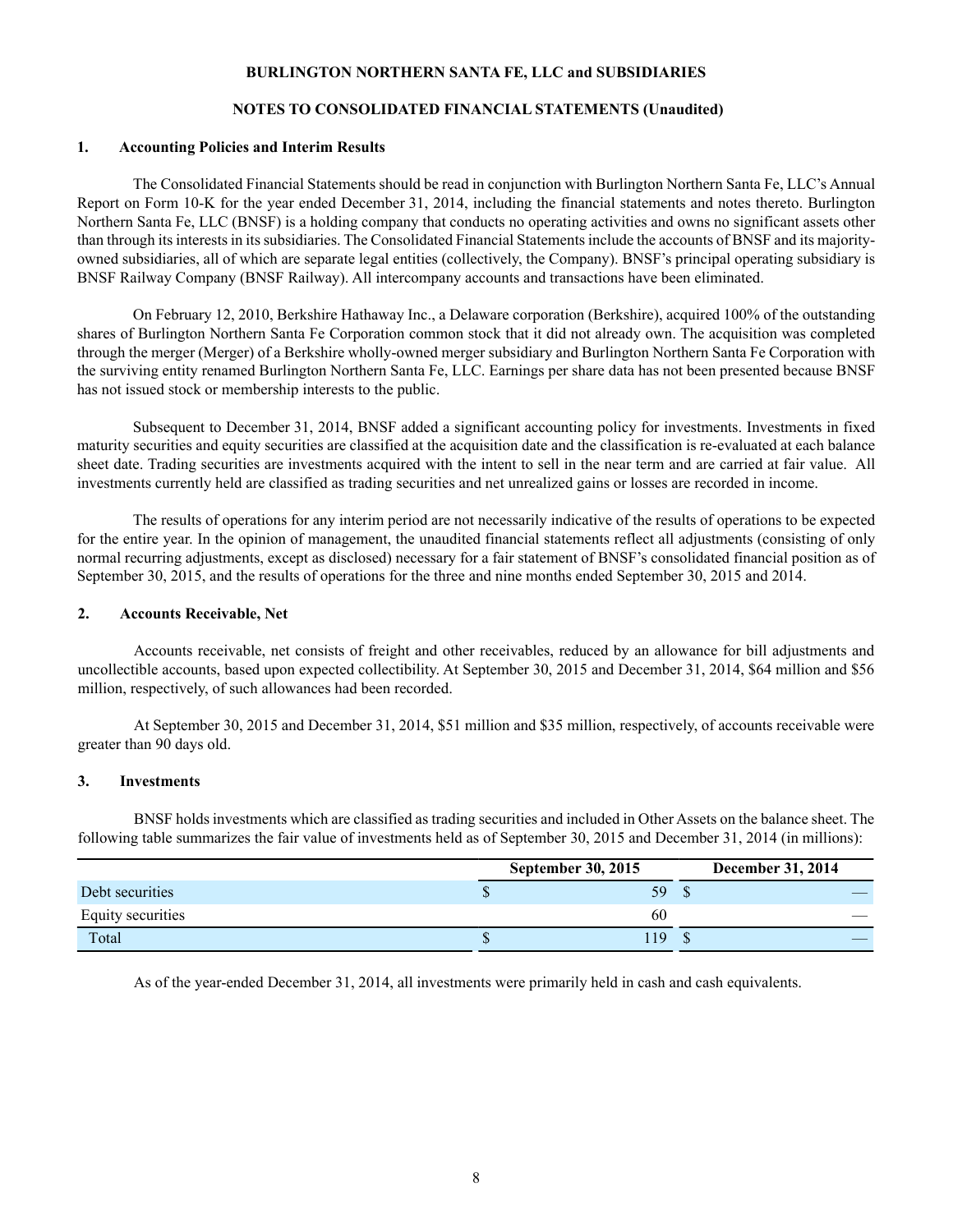# BURLINGTON NORTHERN SANTA FE, LLC and SUBSIDIARIES

## NOTES TO CONSOLIDATED FINANCIAL STATEMENTS (Unaudited)

### 1. Accounting Policies and Interim Results

The Consolidated Financial Statements should be read in conjunction with Burlington Northern Santa Fe, LLC's Annual Report on Form 10-K for the year ended December 31, 2014, including the financial statements and notes thereto. Burlington Northern Santa Fe, LLC (BNSF) is a holding company that conducts no operating activities and owns no significant assets other than through its interests in its subsidiaries. The Consolidated Financial Statements include the accounts of BNSF and its majority-owned subsidiaries, all of which are separate legal entities (collectively, the Company). BNSF's principal operating subsidiary is BNSF Railway Company (BNSF Railway). All intercompany accounts and transactions have been eliminated.

On February 12, 2010, Berkshire Hathaway Inc., a Delaware corporation (Berkshire), acquired 100% of the outstanding shares of Burlington Northern Santa Fe Corporation common stock that it did not already own. The acquisition was completed through the merger (Merger) of a Berkshire wholly-owned merger subsidiary and Burlington Northern Santa Fe Corporation with the surviving entity renamed Burlington Northern Santa Fe, LLC. Earnings per share data has not been presented because BNSF has not issued stock or membership interests to the public.

Subsequent to December 31, 2014, BNSF added a significant accounting policy for investments. Investments in fixed maturity securities and equity securities are classified at the acquisition date and the classification is re-evaluated at each balance sheet date. Trading securities are investments acquired with the intent to sell in the near term and are carried at fair value. All investments currently held are classified as trading securities and net unrealized gains or losses are recorded in income.

The results of operations for any interim period are not necessarily indicative of the results of operations to be expected for the entire year. In the opinion of management, the unaudited financial statements reflect all adjustments (consisting of only normal recurring adjustments, except as disclosed) necessary for a fair statement of BNSF's consolidated financial position as of September 30, 2015, and the results of operations for the three and nine months ended September 30, 2015 and 2014.

### 2. Accounts Receivable, Net

Accounts receivable, net consists of freight and other receivables, reduced by an allowance for bill adjustments and uncollectible accounts, based upon expected collectibility. At September 30, 2015 and December 31, 2014, $64 million and $56 million, respectively, of such allowances had been recorded.

At September 30, 2015 and December 31, 2014, $51 million and $35 million, respectively, of accounts receivable were greater than 90 days old.

### 3. Investments

BNSF holds investments which are classified as trading securities and included in Other Assets on the balance sheet. The following table summarizes the fair value of investments held as of September 30, 2015 and December 31, 2014 (in millions):

| | September 30, 2015 | December 31, 2014 |
|---|---|---|
| Debt securities | $ 59 | $ — |
| Equity securities | 60 | — |
| Total | $ 119 | $ — |

As of the year-ended December 31, 2014, all investments were primarily held in cash and cash equivalents.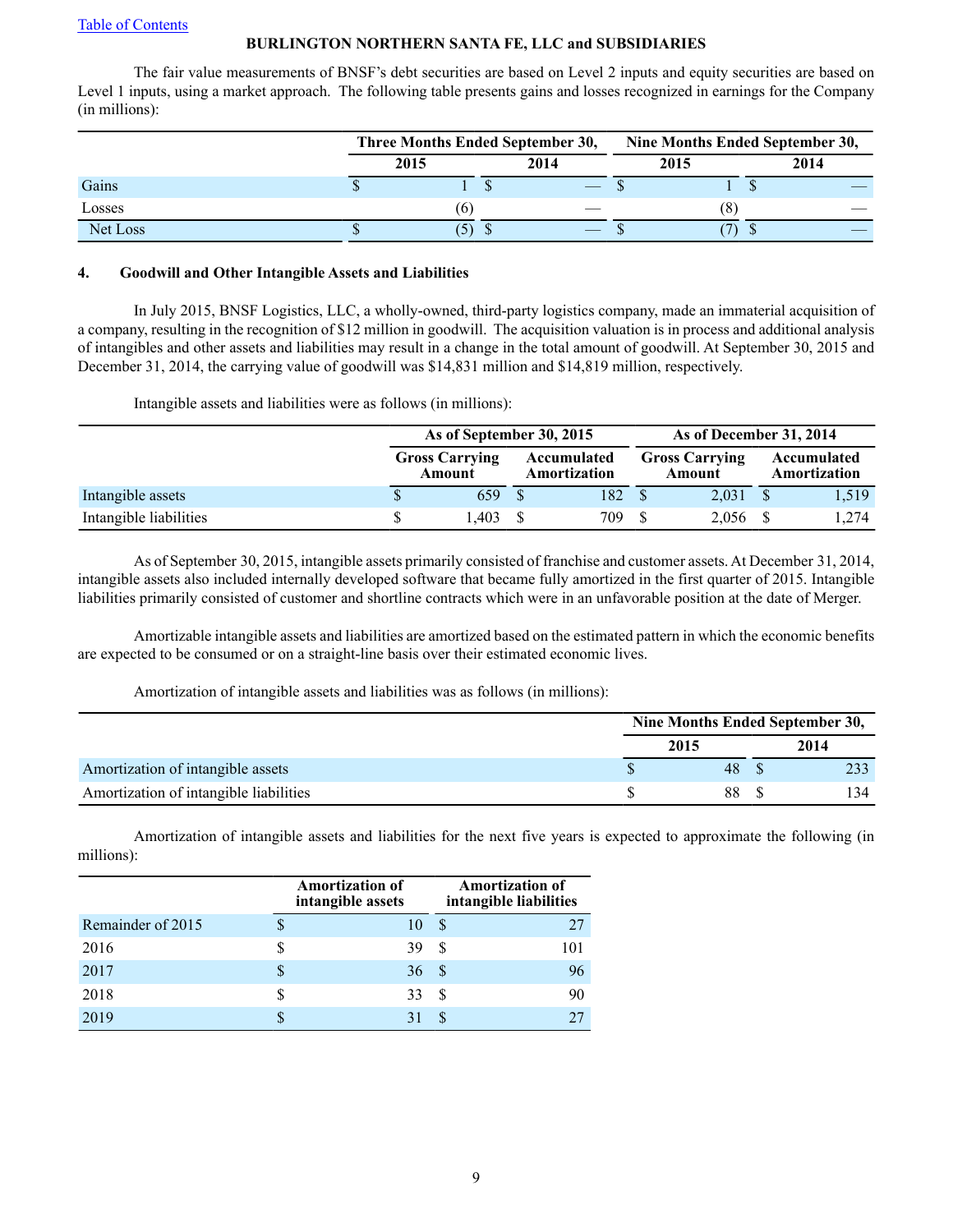Table of Contents

**BURLINGTON NORTHERN SANTA FE, LLC and SUBSIDIARIES**

The fair value measurements of BNSF's debt securities are based on Level 2 inputs and equity securities are based on Level 1 inputs, using a market approach. The following table presents gains and losses recognized in earnings for the Company (in millions):

| | Three Months Ended September 30, | | Nine Months Ended September 30, | |
|---|---|---|---|---|
| | 2015 | 2014 | 2015 | 2014 |
| Gains | $ 1 | $ — | $ 1 | $ — |
| Losses | (6) | — | (8) | — |
| Net Loss | $ (5) | $ — | $ (7) | $ — |

## 4. Goodwill and Other Intangible Assets and Liabilities

In July 2015, BNSF Logistics, LLC, a wholly-owned, third-party logistics company, made an immaterial acquisition of a company, resulting in the recognition of $12 million in goodwill. The acquisition valuation is in process and additional analysis of intangibles and other assets and liabilities may result in a change in the total amount of goodwill. At September 30, 2015 and December 31, 2014, the carrying value of goodwill was $14,831 million and $14,819 million, respectively.

Intangible assets and liabilities were as follows (in millions):

| | As of September 30, 2015 | | As of December 31, 2014 | |
|---|---|---|---|---|
| | Gross Carrying Amount | Accumulated Amortization | Gross Carrying Amount | Accumulated Amortization |
| Intangible assets | $ 659 | $ 182 | $ 2,031 | $ 1,519 |
| Intangible liabilities | $ 1,403 | $ 709 | $ 2,056 | $ 1,274 |

As of September 30, 2015, intangible assets primarily consisted of franchise and customer assets. At December 31, 2014, intangible assets also included internally developed software that became fully amortized in the first quarter of 2015. Intangible liabilities primarily consisted of customer and shortline contracts which were in an unfavorable position at the date of Merger.

Amortizable intangible assets and liabilities are amortized based on the estimated pattern in which the economic benefits are expected to be consumed or on a straight-line basis over their estimated economic lives.

Amortization of intangible assets and liabilities was as follows (in millions):

| | Nine Months Ended September 30, | |
|---|---|---|
| | 2015 | 2014 |
| Amortization of intangible assets | $ 48 | $ 233 |
| Amortization of intangible liabilities | $ 88 | $ 134 |

Amortization of intangible assets and liabilities for the next five years is expected to approximate the following (in millions):

| | Amortization of intangible assets | Amortization of intangible liabilities |
|---|---|---|
| Remainder of 2015 | $ 10 | $ 27 |
| 2016 | $ 39 | $ 101 |
| 2017 | $ 36 | $ 96 |
| 2018 | $ 33 | $ 90 |
| 2019 | $ 31 | $ 27 |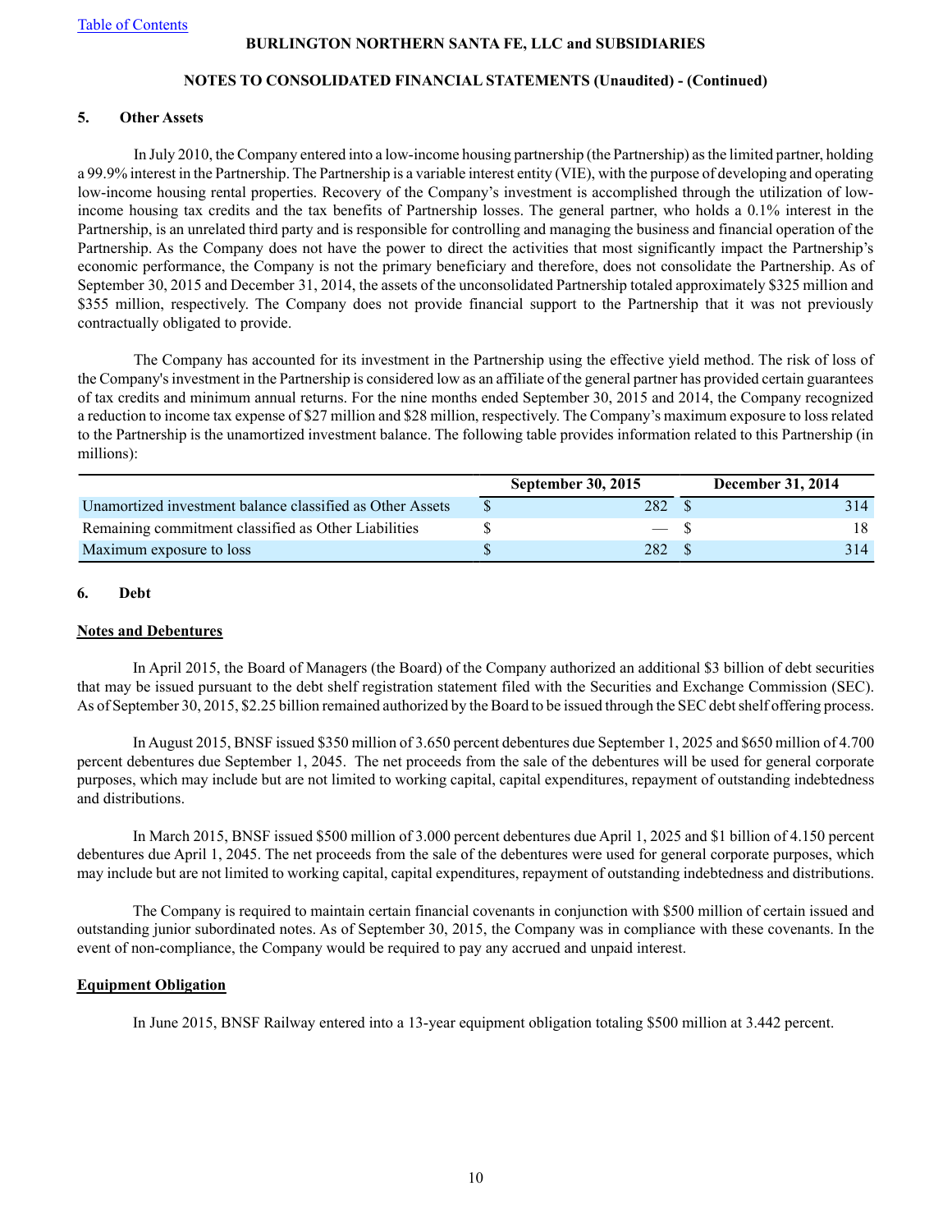BURLINGTON NORTHERN SANTA FE, LLC and SUBSIDIARIES

NOTES TO CONSOLIDATED FINANCIAL STATEMENTS (Unaudited) - (Continued)

## 5. Other Assets

In July 2010, the Company entered into a low-income housing partnership (the Partnership) as the limited partner, holding a 99.9% interest in the Partnership. The Partnership is a variable interest entity (VIE), with the purpose of developing and operating low-income housing rental properties. Recovery of the Company's investment is accomplished through the utilization of low-income housing tax credits and the tax benefits of Partnership losses. The general partner, who holds a 0.1% interest in the Partnership, is an unrelated third party and is responsible for controlling and managing the business and financial operation of the Partnership. As the Company does not have the power to direct the activities that most significantly impact the Partnership's economic performance, the Company is not the primary beneficiary and therefore, does not consolidate the Partnership. As of September 30, 2015 and December 31, 2014, the assets of the unconsolidated Partnership totaled approximately $325 million and $355 million, respectively. The Company does not provide financial support to the Partnership that it was not previously contractually obligated to provide.

The Company has accounted for its investment in the Partnership using the effective yield method. The risk of loss of the Company's investment in the Partnership is considered low as an affiliate of the general partner has provided certain guarantees of tax credits and minimum annual returns. For the nine months ended September 30, 2015 and 2014, the Company recognized a reduction to income tax expense of $27 million and $28 million, respectively. The Company's maximum exposure to loss related to the Partnership is the unamortized investment balance. The following table provides information related to this Partnership (in millions):

| | September 30, 2015 | December 31, 2014 |
|---|---|---|
| Unamortized investment balance classified as Other Assets | $ 282 | $ 314 |
| Remaining commitment classified as Other Liabilities | $ — | $ 18 |
| Maximum exposure to loss | $ 282 | $ 314 |

## 6. Debt

### Notes and Debentures

In April 2015, the Board of Managers (the Board) of the Company authorized an additional $3 billion of debt securities that may be issued pursuant to the debt shelf registration statement filed with the Securities and Exchange Commission (SEC). As of September 30, 2015, $2.25 billion remained authorized by the Board to be issued through the SEC debt shelf offering process.

In August 2015, BNSF issued $350 million of 3.650 percent debentures due September 1, 2025 and $650 million of 4.700 percent debentures due September 1, 2045. The net proceeds from the sale of the debentures will be used for general corporate purposes, which may include but are not limited to working capital, capital expenditures, repayment of outstanding indebtedness and distributions.

In March 2015, BNSF issued $500 million of 3.000 percent debentures due April 1, 2025 and $1 billion of 4.150 percent debentures due April 1, 2045. The net proceeds from the sale of the debentures were used for general corporate purposes, which may include but are not limited to working capital, capital expenditures, repayment of outstanding indebtedness and distributions.

The Company is required to maintain certain financial covenants in conjunction with $500 million of certain issued and outstanding junior subordinated notes. As of September 30, 2015, the Company was in compliance with these covenants. In the event of non-compliance, the Company would be required to pay any accrued and unpaid interest.

### Equipment Obligation

In June 2015, BNSF Railway entered into a 13-year equipment obligation totaling $500 million at 3.442 percent.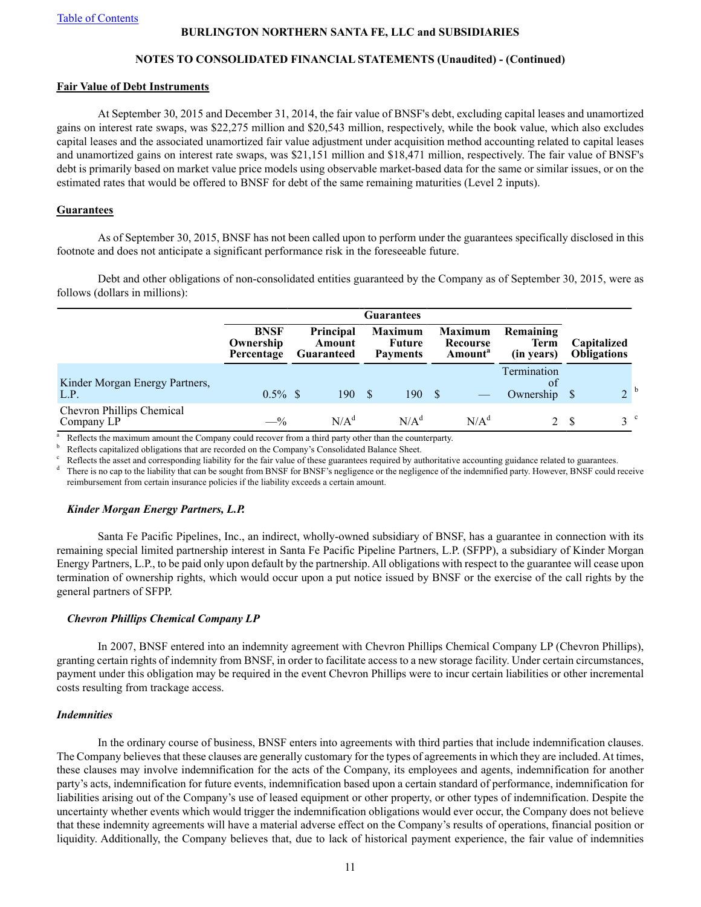## Fair Value of Debt Instruments

At September 30, 2015 and December 31, 2014, the fair value of BNSF's debt, excluding capital leases and unamortized gains on interest rate swaps, was $22,275 million and $20,543 million, respectively, while the book value, which also excludes capital leases and the associated unamortized fair value adjustment under acquisition method accounting related to capital leases and unamortized gains on interest rate swaps, was $21,151 million and $18,471 million, respectively. The fair value of BNSF's debt is primarily based on market value price models using observable market-based data for the same or similar issues, or on the estimated rates that would be offered to BNSF for debt of the same remaining maturities (Level 2 inputs).

## Guarantees

As of September 30, 2015, BNSF has not been called upon to perform under the guarantees specifically disclosed in this footnote and does not anticipate a significant performance risk in the foreseeable future.

Debt and other obligations of non-consolidated entities guaranteed by the Company as of September 30, 2015, were as follows (dollars in millions):

| | Guarantees | | | | | |
|---|---|---|---|---|---|---|
| | BNSF Ownership Percentage | Principal Amount Guaranteed | Maximum Future Payments | Maximum Recourse Amount[a] | Remaining Term (in years) | Capitalized Obligations |
| Kinder Morgan Energy Partners, L.P. | 0.5% | $ 190 | $ 190 | $ — | Termination of Ownership | $ 2 [b] |
| Chevron Phillips Chemical Company LP | —% | N/A[d] | N/A[d] | N/A[d] | 2 | $ 3 [c] |

[a] Reflects the maximum amount the Company could recover from a third party other than the counterparty.
[b] Reflects capitalized obligations that are recorded on the Company's Consolidated Balance Sheet.
[c] Reflects the asset and corresponding liability for the fair value of these guarantees required by authoritative accounting guidance related to guarantees.
[d] There is no cap to the liability that can be sought from BNSF for BNSF's negligence or the negligence of the indemnified party. However, BNSF could receive reimbursement from certain insurance policies if the liability exceeds a certain amount.

### *Kinder Morgan Energy Partners, L.P.*

Santa Fe Pacific Pipelines, Inc., an indirect, wholly-owned subsidiary of BNSF, has a guarantee in connection with its remaining special limited partnership interest in Santa Fe Pacific Pipeline Partners, L.P. (SFPP), a subsidiary of Kinder Morgan Energy Partners, L.P., to be paid only upon default by the partnership. All obligations with respect to the guarantee will cease upon termination of ownership rights, which would occur upon a put notice issued by BNSF or the exercise of the call rights by the general partners of SFPP.

### *Chevron Phillips Chemical Company LP*

In 2007, BNSF entered into an indemnity agreement with Chevron Phillips Chemical Company LP (Chevron Phillips), granting certain rights of indemnity from BNSF, in order to facilitate access to a new storage facility. Under certain circumstances, payment under this obligation may be required in the event Chevron Phillips were to incur certain liabilities or other incremental costs resulting from trackage access.

### *Indemnities*

In the ordinary course of business, BNSF enters into agreements with third parties that include indemnification clauses. The Company believes that these clauses are generally customary for the types of agreements in which they are included. At times, these clauses may involve indemnification for the acts of the Company, its employees and agents, indemnification for another party's acts, indemnification for future events, indemnification based upon a certain standard of performance, indemnification for liabilities arising out of the Company's use of leased equipment or other property, or other types of indemnification. Despite the uncertainty whether events which would trigger the indemnification obligations would ever occur, the Company does not believe that these indemnity agreements will have a material adverse effect on the Company's results of operations, financial position or liquidity. Additionally, the Company believes that, due to lack of historical payment experience, the fair value of indemnities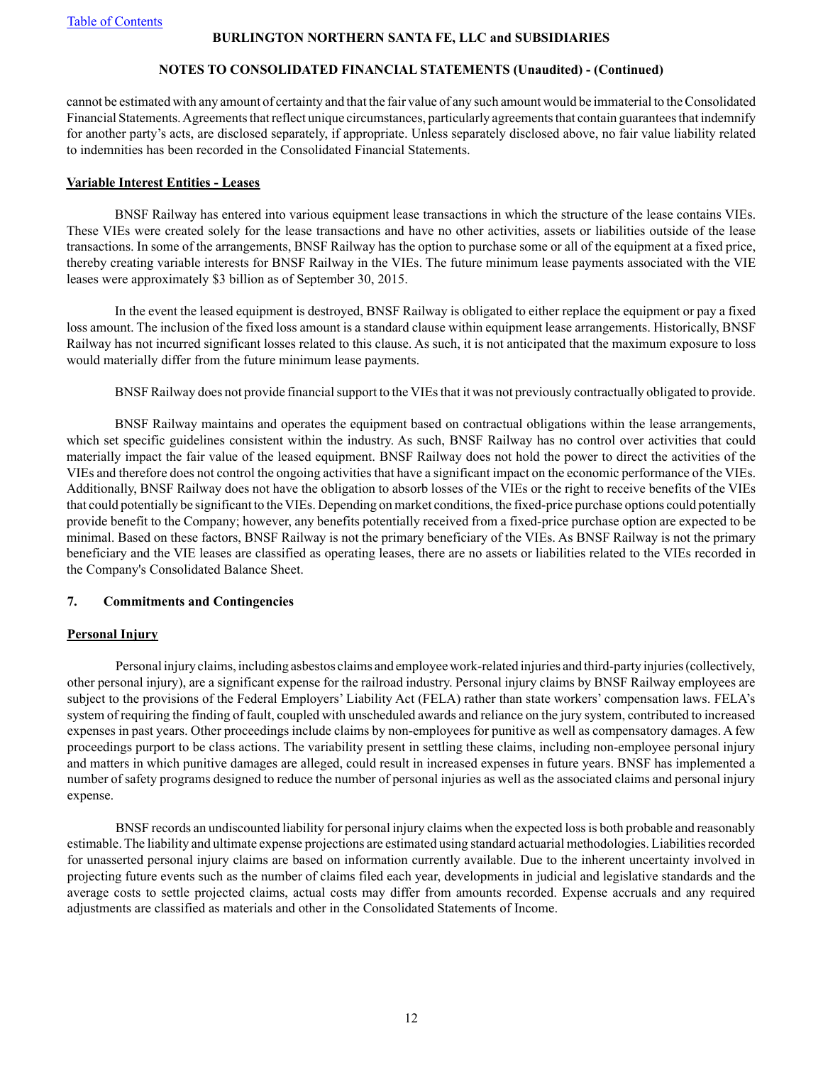cannot be estimated with any amount of certainty and that the fair value of any such amount would be immaterial to the Consolidated Financial Statements. Agreements that reflect unique circumstances, particularly agreements that contain guarantees that indemnify for another party's acts, are disclosed separately, if appropriate. Unless separately disclosed above, no fair value liability related to indemnities has been recorded in the Consolidated Financial Statements.

**Variable Interest Entities - Leases**

BNSF Railway has entered into various equipment lease transactions in which the structure of the lease contains VIEs. These VIEs were created solely for the lease transactions and have no other activities, assets or liabilities outside of the lease transactions. In some of the arrangements, BNSF Railway has the option to purchase some or all of the equipment at a fixed price, thereby creating variable interests for BNSF Railway in the VIEs. The future minimum lease payments associated with the VIE leases were approximately $3 billion as of September 30, 2015.

In the event the leased equipment is destroyed, BNSF Railway is obligated to either replace the equipment or pay a fixed loss amount. The inclusion of the fixed loss amount is a standard clause within equipment lease arrangements. Historically, BNSF Railway has not incurred significant losses related to this clause. As such, it is not anticipated that the maximum exposure to loss would materially differ from the future minimum lease payments.

BNSF Railway does not provide financial support to the VIEs that it was not previously contractually obligated to provide.

BNSF Railway maintains and operates the equipment based on contractual obligations within the lease arrangements, which set specific guidelines consistent within the industry. As such, BNSF Railway has no control over activities that could materially impact the fair value of the leased equipment. BNSF Railway does not hold the power to direct the activities of the VIEs and therefore does not control the ongoing activities that have a significant impact on the economic performance of the VIEs. Additionally, BNSF Railway does not have the obligation to absorb losses of the VIEs or the right to receive benefits of the VIEs that could potentially be significant to the VIEs. Depending on market conditions, the fixed-price purchase options could potentially provide benefit to the Company; however, any benefits potentially received from a fixed-price purchase option are expected to be minimal. Based on these factors, BNSF Railway is not the primary beneficiary of the VIEs. As BNSF Railway is not the primary beneficiary and the VIE leases are classified as operating leases, there are no assets or liabilities related to the VIEs recorded in the Company's Consolidated Balance Sheet.

## 7. Commitments and Contingencies

**Personal Injury**

Personal injury claims, including asbestos claims and employee work-related injuries and third-party injuries (collectively, other personal injury), are a significant expense for the railroad industry. Personal injury claims by BNSF Railway employees are subject to the provisions of the Federal Employers' Liability Act (FELA) rather than state workers' compensation laws. FELA's system of requiring the finding of fault, coupled with unscheduled awards and reliance on the jury system, contributed to increased expenses in past years. Other proceedings include claims by non-employees for punitive as well as compensatory damages. A few proceedings purport to be class actions. The variability present in settling these claims, including non-employee personal injury and matters in which punitive damages are alleged, could result in increased expenses in future years. BNSF has implemented a number of safety programs designed to reduce the number of personal injuries as well as the associated claims and personal injury expense.

BNSF records an undiscounted liability for personal injury claims when the expected loss is both probable and reasonably estimable. The liability and ultimate expense projections are estimated using standard actuarial methodologies. Liabilities recorded for unasserted personal injury claims are based on information currently available. Due to the inherent uncertainty involved in projecting future events such as the number of claims filed each year, developments in judicial and legislative standards and the average costs to settle projected claims, actual costs may differ from amounts recorded. Expense accruals and any required adjustments are classified as materials and other in the Consolidated Statements of Income.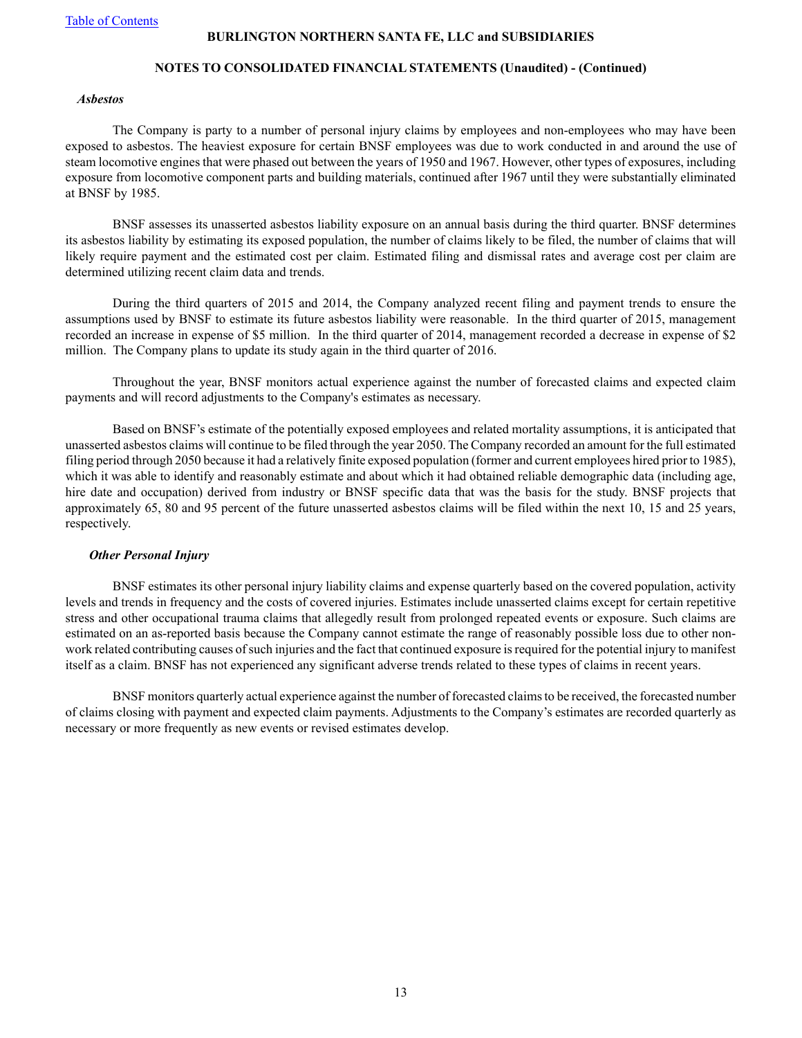### *Asbestos*

The Company is party to a number of personal injury claims by employees and non-employees who may have been exposed to asbestos. The heaviest exposure for certain BNSF employees was due to work conducted in and around the use of steam locomotive engines that were phased out between the years of 1950 and 1967. However, other types of exposures, including exposure from locomotive component parts and building materials, continued after 1967 until they were substantially eliminated at BNSF by 1985.

BNSF assesses its unasserted asbestos liability exposure on an annual basis during the third quarter. BNSF determines its asbestos liability by estimating its exposed population, the number of claims likely to be filed, the number of claims that will likely require payment and the estimated cost per claim. Estimated filing and dismissal rates and average cost per claim are determined utilizing recent claim data and trends.

During the third quarters of 2015 and 2014, the Company analyzed recent filing and payment trends to ensure the assumptions used by BNSF to estimate its future asbestos liability were reasonable. In the third quarter of 2015, management recorded an increase in expense of $5 million. In the third quarter of 2014, management recorded a decrease in expense of $2 million. The Company plans to update its study again in the third quarter of 2016.

Throughout the year, BNSF monitors actual experience against the number of forecasted claims and expected claim payments and will record adjustments to the Company's estimates as necessary.

Based on BNSF's estimate of the potentially exposed employees and related mortality assumptions, it is anticipated that unasserted asbestos claims will continue to be filed through the year 2050. The Company recorded an amount for the full estimated filing period through 2050 because it had a relatively finite exposed population (former and current employees hired prior to 1985), which it was able to identify and reasonably estimate and about which it had obtained reliable demographic data (including age, hire date and occupation) derived from industry or BNSF specific data that was the basis for the study. BNSF projects that approximately 65, 80 and 95 percent of the future unasserted asbestos claims will be filed within the next 10, 15 and 25 years, respectively.

### *Other Personal Injury*

BNSF estimates its other personal injury liability claims and expense quarterly based on the covered population, activity levels and trends in frequency and the costs of covered injuries. Estimates include unasserted claims except for certain repetitive stress and other occupational trauma claims that allegedly result from prolonged repeated events or exposure. Such claims are estimated on an as-reported basis because the Company cannot estimate the range of reasonably possible loss due to other non-work related contributing causes of such injuries and the fact that continued exposure is required for the potential injury to manifest itself as a claim. BNSF has not experienced any significant adverse trends related to these types of claims in recent years.

BNSF monitors quarterly actual experience against the number of forecasted claims to be received, the forecasted number of claims closing with payment and expected claim payments. Adjustments to the Company's estimates are recorded quarterly as necessary or more frequently as new events or revised estimates develop.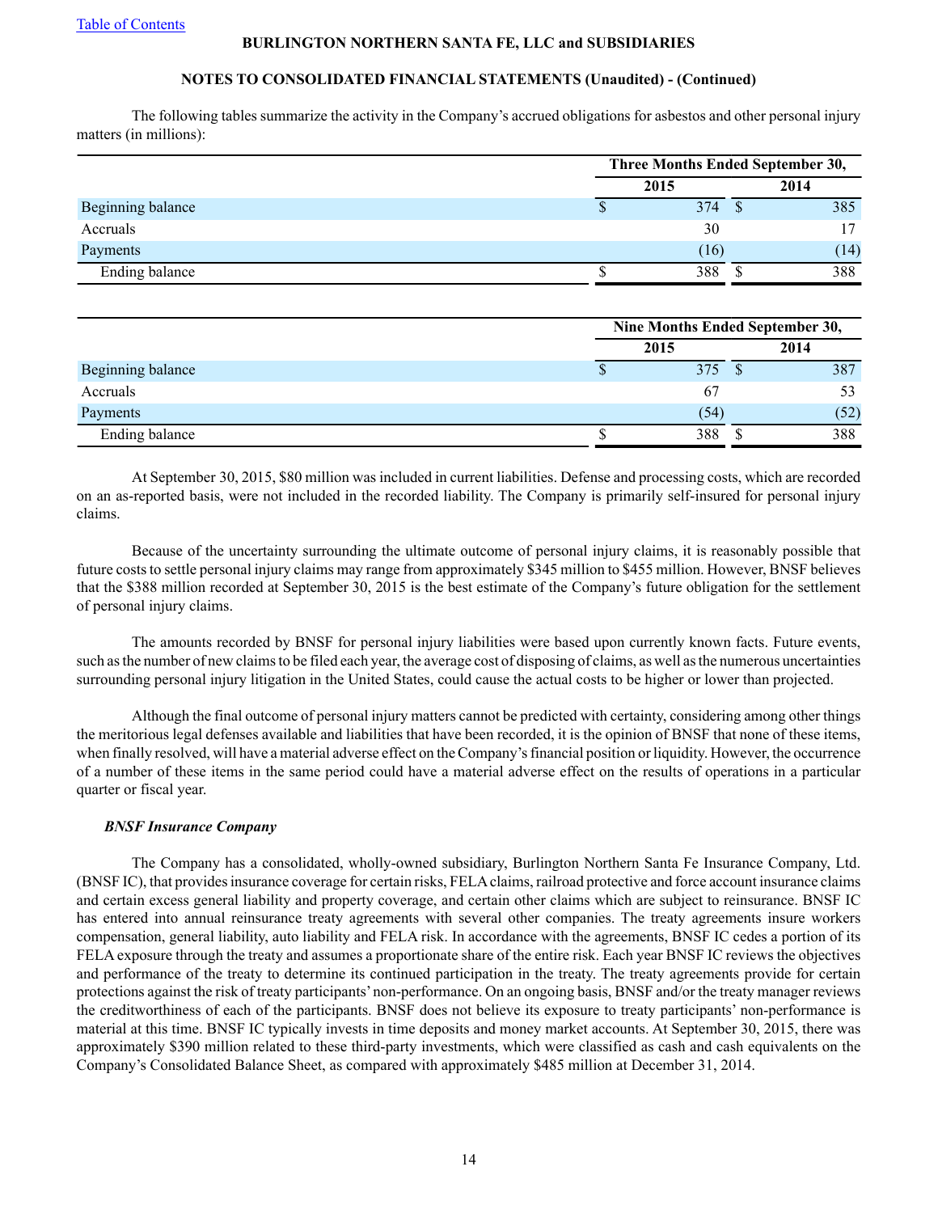The following tables summarize the activity in the Company's accrued obligations for asbestos and other personal injury matters (in millions):

| | Three Months Ended September 30, | |
|---|---|---|
| | 2015 | 2014 |
| Beginning balance | $ 374 | $ 385 |
| Accruals | 30 | 17 |
| Payments | (16) | (14) |
| Ending balance | $ 388 | $ 388 |

| | Nine Months Ended September 30, | |
|---|---|---|
| | 2015 | 2014 |
| Beginning balance | $ 375 | $ 387 |
| Accruals | 67 | 53 |
| Payments | (54) | (52) |
| Ending balance | $ 388 | $ 388 |

At September 30, 2015, $80 million was included in current liabilities. Defense and processing costs, which are recorded on an as-reported basis, were not included in the recorded liability. The Company is primarily self-insured for personal injury claims.

Because of the uncertainty surrounding the ultimate outcome of personal injury claims, it is reasonably possible that future costs to settle personal injury claims may range from approximately $345 million to $455 million. However, BNSF believes that the $388 million recorded at September 30, 2015 is the best estimate of the Company's future obligation for the settlement of personal injury claims.

The amounts recorded by BNSF for personal injury liabilities were based upon currently known facts. Future events, such as the number of new claims to be filed each year, the average cost of disposing of claims, as well as the numerous uncertainties surrounding personal injury litigation in the United States, could cause the actual costs to be higher or lower than projected.

Although the final outcome of personal injury matters cannot be predicted with certainty, considering among other things the meritorious legal defenses available and liabilities that have been recorded, it is the opinion of BNSF that none of these items, when finally resolved, will have a material adverse effect on the Company's financial position or liquidity. However, the occurrence of a number of these items in the same period could have a material adverse effect on the results of operations in a particular quarter or fiscal year.

***BNSF Insurance Company***

The Company has a consolidated, wholly-owned subsidiary, Burlington Northern Santa Fe Insurance Company, Ltd. (BNSF IC), that provides insurance coverage for certain risks, FELA claims, railroad protective and force account insurance claims and certain excess general liability and property coverage, and certain other claims which are subject to reinsurance. BNSF IC has entered into annual reinsurance treaty agreements with several other companies. The treaty agreements insure workers compensation, general liability, auto liability and FELA risk. In accordance with the agreements, BNSF IC cedes a portion of its FELA exposure through the treaty and assumes a proportionate share of the entire risk. Each year BNSF IC reviews the objectives and performance of the treaty to determine its continued participation in the treaty. The treaty agreements provide for certain protections against the risk of treaty participants' non-performance. On an ongoing basis, BNSF and/or the treaty manager reviews the creditworthiness of each of the participants. BNSF does not believe its exposure to treaty participants' non-performance is material at this time. BNSF IC typically invests in time deposits and money market accounts. At September 30, 2015, there was approximately $390 million related to these third-party investments, which were classified as cash and cash equivalents on the Company's Consolidated Balance Sheet, as compared with approximately $485 million at December 31, 2014.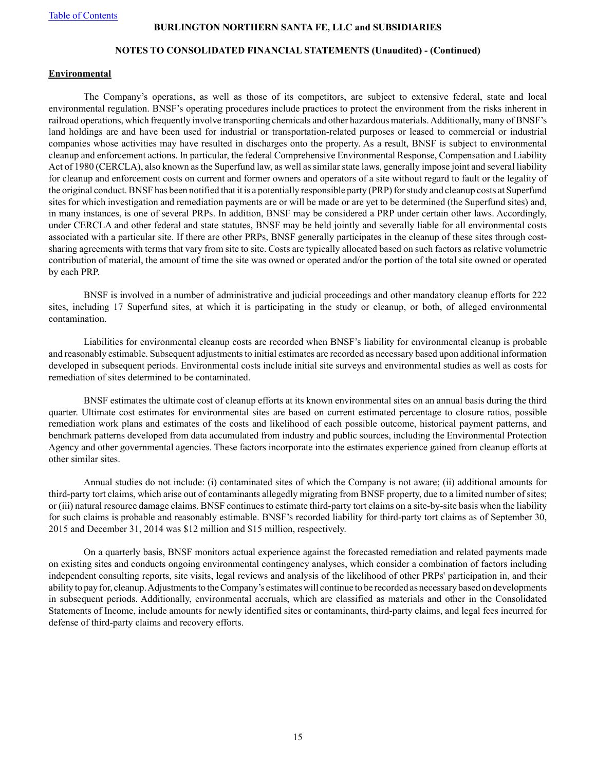## Environmental

The Company's operations, as well as those of its competitors, are subject to extensive federal, state and local environmental regulation. BNSF's operating procedures include practices to protect the environment from the risks inherent in railroad operations, which frequently involve transporting chemicals and other hazardous materials. Additionally, many of BNSF's land holdings are and have been used for industrial or transportation-related purposes or leased to commercial or industrial companies whose activities may have resulted in discharges onto the property. As a result, BNSF is subject to environmental cleanup and enforcement actions. In particular, the federal Comprehensive Environmental Response, Compensation and Liability Act of 1980 (CERCLA), also known as the Superfund law, as well as similar state laws, generally impose joint and several liability for cleanup and enforcement costs on current and former owners and operators of a site without regard to fault or the legality of the original conduct. BNSF has been notified that it is a potentially responsible party (PRP) for study and cleanup costs at Superfund sites for which investigation and remediation payments are or will be made or are yet to be determined (the Superfund sites) and, in many instances, is one of several PRPs. In addition, BNSF may be considered a PRP under certain other laws. Accordingly, under CERCLA and other federal and state statutes, BNSF may be held jointly and severally liable for all environmental costs associated with a particular site. If there are other PRPs, BNSF generally participates in the cleanup of these sites through cost-sharing agreements with terms that vary from site to site. Costs are typically allocated based on such factors as relative volumetric contribution of material, the amount of time the site was owned or operated and/or the portion of the total site owned or operated by each PRP.

BNSF is involved in a number of administrative and judicial proceedings and other mandatory cleanup efforts for 222 sites, including 17 Superfund sites, at which it is participating in the study or cleanup, or both, of alleged environmental contamination.

Liabilities for environmental cleanup costs are recorded when BNSF's liability for environmental cleanup is probable and reasonably estimable. Subsequent adjustments to initial estimates are recorded as necessary based upon additional information developed in subsequent periods. Environmental costs include initial site surveys and environmental studies as well as costs for remediation of sites determined to be contaminated.

BNSF estimates the ultimate cost of cleanup efforts at its known environmental sites on an annual basis during the third quarter. Ultimate cost estimates for environmental sites are based on current estimated percentage to closure ratios, possible remediation work plans and estimates of the costs and likelihood of each possible outcome, historical payment patterns, and benchmark patterns developed from data accumulated from industry and public sources, including the Environmental Protection Agency and other governmental agencies. These factors incorporate into the estimates experience gained from cleanup efforts at other similar sites.

Annual studies do not include: (i) contaminated sites of which the Company is not aware; (ii) additional amounts for third-party tort claims, which arise out of contaminants allegedly migrating from BNSF property, due to a limited number of sites; or (iii) natural resource damage claims. BNSF continues to estimate third-party tort claims on a site-by-site basis when the liability for such claims is probable and reasonably estimable. BNSF's recorded liability for third-party tort claims as of September 30, 2015 and December 31, 2014 was $12 million and $15 million, respectively.

On a quarterly basis, BNSF monitors actual experience against the forecasted remediation and related payments made on existing sites and conducts ongoing environmental contingency analyses, which consider a combination of factors including independent consulting reports, site visits, legal reviews and analysis of the likelihood of other PRPs' participation in, and their ability to pay for, cleanup. Adjustments to the Company's estimates will continue to be recorded as necessary based on developments in subsequent periods. Additionally, environmental accruals, which are classified as materials and other in the Consolidated Statements of Income, include amounts for newly identified sites or contaminants, third-party claims, and legal fees incurred for defense of third-party claims and recovery efforts.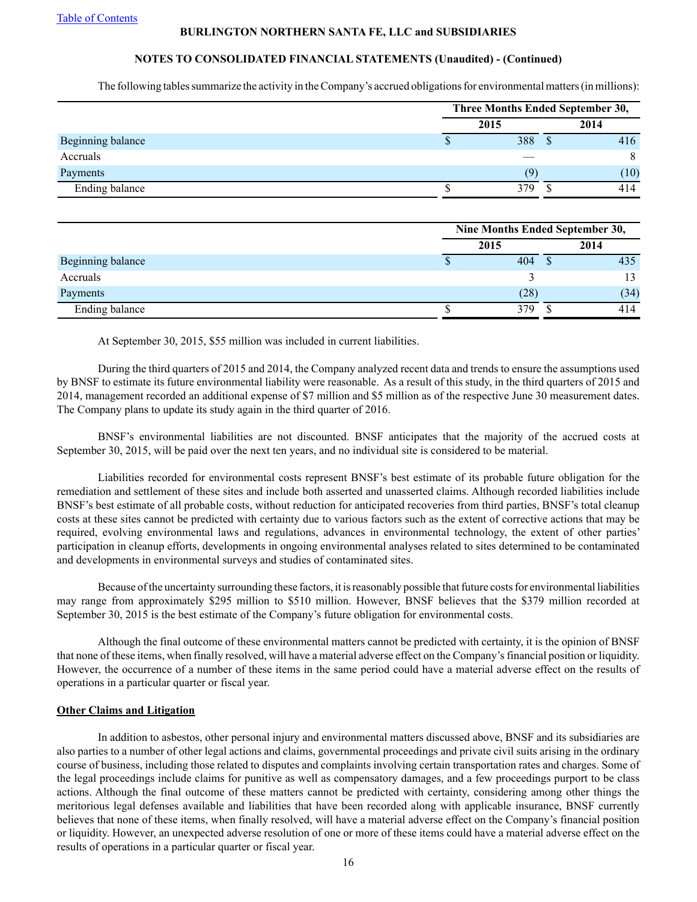The following tables summarize the activity in the Company's accrued obligations for environmental matters (in millions):

| | Three Months Ended September 30, | |
|---|---|---|
| | 2015 | 2014 |
| Beginning balance | $ 388 | $ 416 |
| Accruals | — | 8 |
| Payments | (9) | (10) |
| Ending balance | $ 379 | $ 414 |

| | Nine Months Ended September 30, | |
|---|---|---|
| | 2015 | 2014 |
| Beginning balance | $ 404 | $ 435 |
| Accruals | 3 | 13 |
| Payments | (28) | (34) |
| Ending balance | $ 379 | $ 414 |

At September 30, 2015, $55 million was included in current liabilities.

During the third quarters of 2015 and 2014, the Company analyzed recent data and trends to ensure the assumptions used by BNSF to estimate its future environmental liability were reasonable. As a result of this study, in the third quarters of 2015 and 2014, management recorded an additional expense of $7 million and $5 million as of the respective June 30 measurement dates. The Company plans to update its study again in the third quarter of 2016.

BNSF's environmental liabilities are not discounted. BNSF anticipates that the majority of the accrued costs at September 30, 2015, will be paid over the next ten years, and no individual site is considered to be material.

Liabilities recorded for environmental costs represent BNSF's best estimate of its probable future obligation for the remediation and settlement of these sites and include both asserted and unasserted claims. Although recorded liabilities include BNSF's best estimate of all probable costs, without reduction for anticipated recoveries from third parties, BNSF's total cleanup costs at these sites cannot be predicted with certainty due to various factors such as the extent of corrective actions that may be required, evolving environmental laws and regulations, advances in environmental technology, the extent of other parties' participation in cleanup efforts, developments in ongoing environmental analyses related to sites determined to be contaminated and developments in environmental surveys and studies of contaminated sites.

Because of the uncertainty surrounding these factors, it is reasonably possible that future costs for environmental liabilities may range from approximately $295 million to $510 million. However, BNSF believes that the $379 million recorded at September 30, 2015 is the best estimate of the Company's future obligation for environmental costs.

Although the final outcome of these environmental matters cannot be predicted with certainty, it is the opinion of BNSF that none of these items, when finally resolved, will have a material adverse effect on the Company's financial position or liquidity. However, the occurrence of a number of these items in the same period could have a material adverse effect on the results of operations in a particular quarter or fiscal year.

**Other Claims and Litigation**

In addition to asbestos, other personal injury and environmental matters discussed above, BNSF and its subsidiaries are also parties to a number of other legal actions and claims, governmental proceedings and private civil suits arising in the ordinary course of business, including those related to disputes and complaints involving certain transportation rates and charges. Some of the legal proceedings include claims for punitive as well as compensatory damages, and a few proceedings purport to be class actions. Although the final outcome of these matters cannot be predicted with certainty, considering among other things the meritorious legal defenses available and liabilities that have been recorded along with applicable insurance, BNSF currently believes that none of these items, when finally resolved, will have a material adverse effect on the Company's financial position or liquidity. However, an unexpected adverse resolution of one or more of these items could have a material adverse effect on the results of operations in a particular quarter or fiscal year.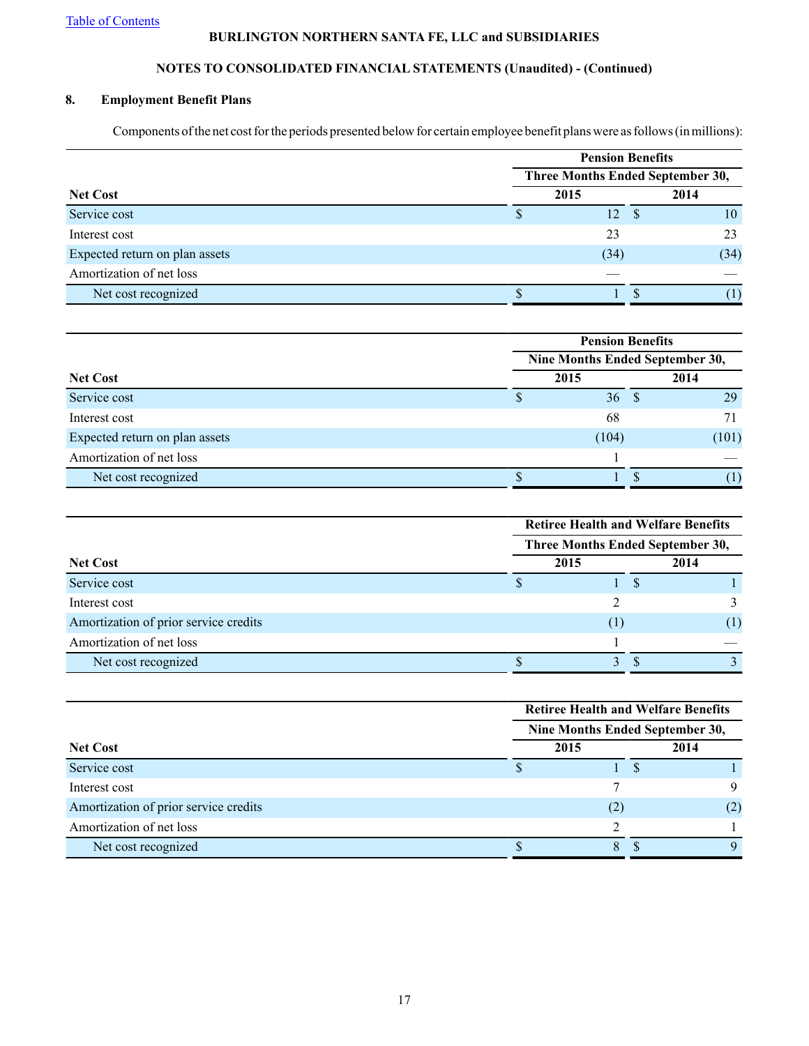Table of Contents

**BURLINGTON NORTHERN SANTA FE, LLC and SUBSIDIARIES**

**NOTES TO CONSOLIDATED FINANCIAL STATEMENTS (Unaudited) - (Continued)**

## 8. Employment Benefit Plans

Components of the net cost for the periods presented below for certain employee benefit plans were as follows (in millions):

| | Pension Benefits | |
|---|---|---|
| | Three Months Ended September 30, | |
| **Net Cost** | 2015 | 2014 |
| Service cost | $ 12 | $ 10 |
| Interest cost | 23 | 23 |
| Expected return on plan assets | (34) | (34) |
| Amortization of net loss | — | — |
| Net cost recognized | $ 1 | $ (1) |

| | Pension Benefits | |
|---|---|---|
| | Nine Months Ended September 30, | |
| **Net Cost** | 2015 | 2014 |
| Service cost | $ 36 | $ 29 |
| Interest cost | 68 | 71 |
| Expected return on plan assets | (104) | (101) |
| Amortization of net loss | 1 | — |
| Net cost recognized | $ 1 | $ (1) |

| | Retiree Health and Welfare Benefits | |
|---|---|---|
| | Three Months Ended September 30, | |
| **Net Cost** | 2015 | 2014 |
| Service cost | $ 1 | $ 1 |
| Interest cost | 2 | 3 |
| Amortization of prior service credits | (1) | (1) |
| Amortization of net loss | 1 | — |
| Net cost recognized | $ 3 | $ 3 |

| | Retiree Health and Welfare Benefits | |
|---|---|---|
| | Nine Months Ended September 30, | |
| **Net Cost** | 2015 | 2014 |
| Service cost | $ 1 | $ 1 |
| Interest cost | 7 | 9 |
| Amortization of prior service credits | (2) | (2) |
| Amortization of net loss | 2 | 1 |
| Net cost recognized | $ 8 | $ 9 |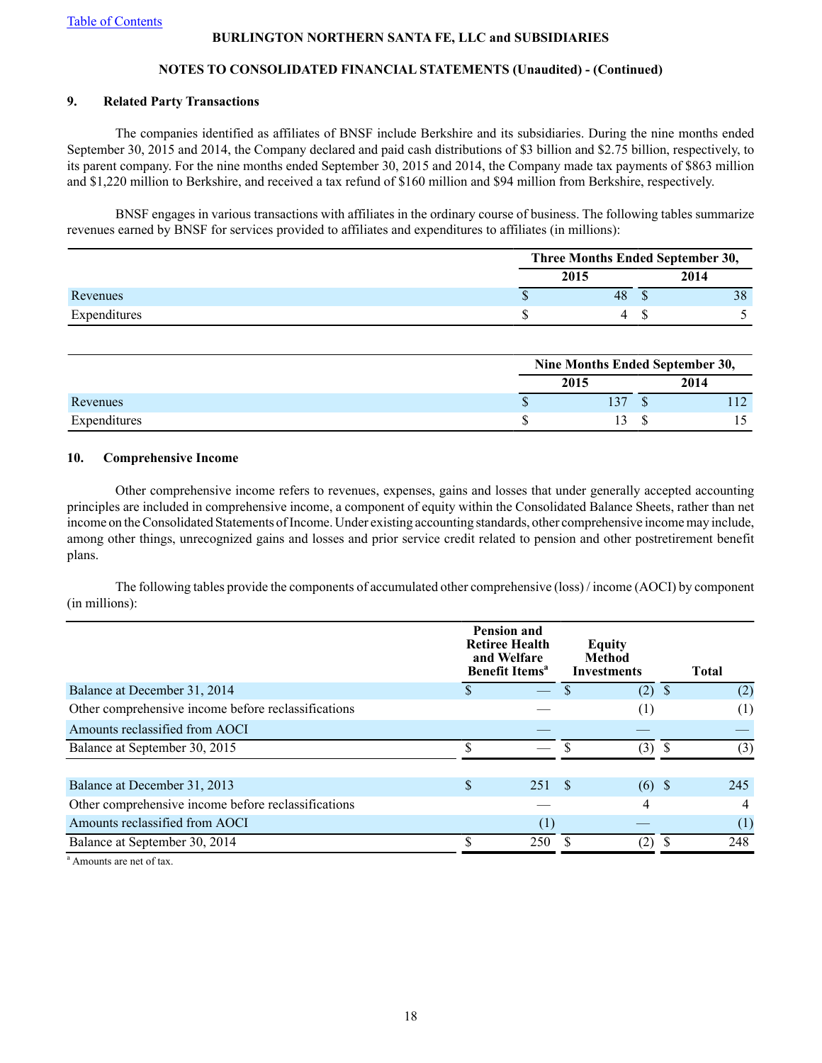### 9. Related Party Transactions

The companies identified as affiliates of BNSF include Berkshire and its subsidiaries. During the nine months ended September 30, 2015 and 2014, the Company declared and paid cash distributions of $3 billion and $2.75 billion, respectively, to its parent company. For the nine months ended September 30, 2015 and 2014, the Company made tax payments of $863 million and $1,220 million to Berkshire, and received a tax refund of $160 million and $94 million from Berkshire, respectively.

BNSF engages in various transactions with affiliates in the ordinary course of business. The following tables summarize revenues earned by BNSF for services provided to affiliates and expenditures to affiliates (in millions):

| | Three Months Ended September 30, | |
|---|---|---|
| | 2015 | 2014 |
| Revenues | $ 48 | $ 38 |
| Expenditures | $ 4 | $ 5 |

| | Nine Months Ended September 30, | |
|---|---|---|
| | 2015 | 2014 |
| Revenues | $ 137 | $ 112 |
| Expenditures | $ 13 | $ 15 |

### 10. Comprehensive Income

Other comprehensive income refers to revenues, expenses, gains and losses that under generally accepted accounting principles are included in comprehensive income, a component of equity within the Consolidated Balance Sheets, rather than net income on the Consolidated Statements of Income. Under existing accounting standards, other comprehensive income may include, among other things, unrecognized gains and losses and prior service credit related to pension and other postretirement benefit plans.

The following tables provide the components of accumulated other comprehensive (loss) / income (AOCI) by component (in millions):

| | Pension and Retiree Health and Welfare Benefit Items[a] | Equity Method Investments | Total |
|---|---|---|---|
| Balance at December 31, 2014 | $ — | $ (2) | $ (2) |
| Other comprehensive income before reclassifications | — | (1) | (1) |
| Amounts reclassified from AOCI | — | — | — |
| Balance at September 30, 2015 | $ — | $ (3) | $ (3) |
| | | | |
| Balance at December 31, 2013 | $ 251 | $ (6) | $ 245 |
| Other comprehensive income before reclassifications | — | 4 | 4 |
| Amounts reclassified from AOCI | (1) | — | (1) |
| Balance at September 30, 2014 | $ 250 | $ (2) | $ 248 |

[a] Amounts are net of tax.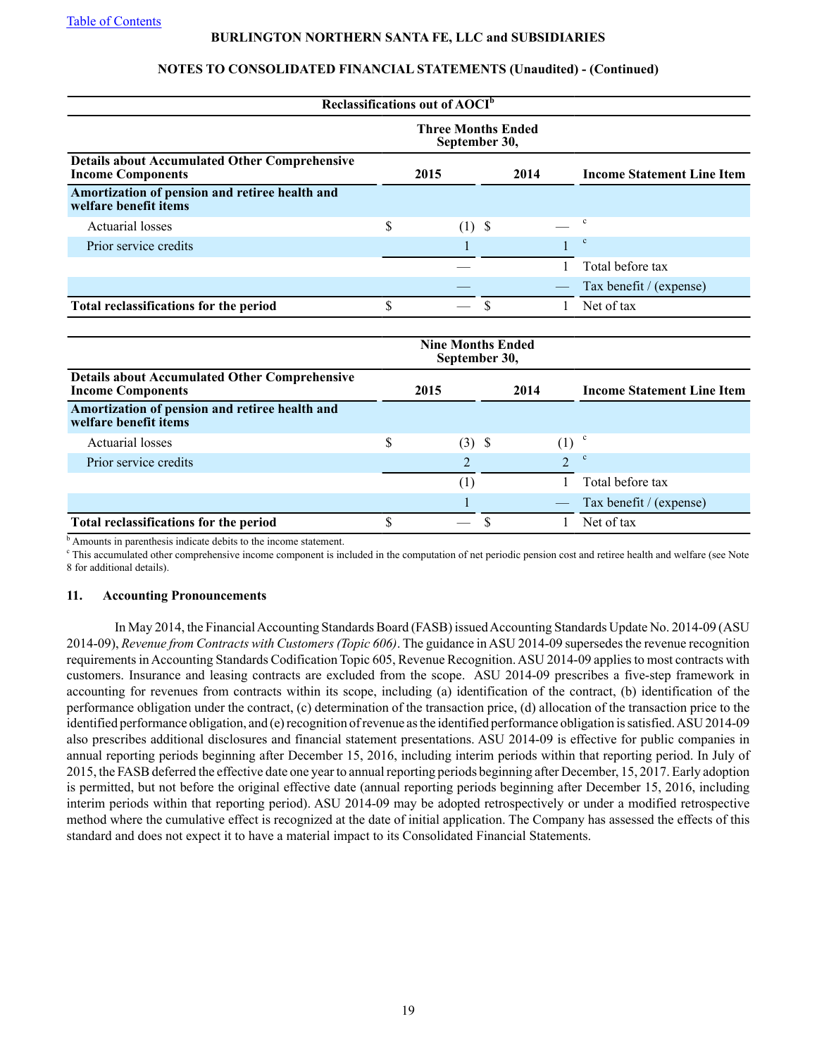**BURLINGTON NORTHERN SANTA FE, LLC and SUBSIDIARIES**

**NOTES TO CONSOLIDATED FINANCIAL STATEMENTS (Unaudited) - (Continued)**

**Reclassifications out of AOCI**[b]

| Details about Accumulated Other Comprehensive Income Components | Three Months Ended September 30, 2015 | Three Months Ended September 30, 2014 | Income Statement Line Item |
|---|---|---|---|
| **Amortization of pension and retiree health and welfare benefit items** | | | |
| Actuarial losses | $ (1) | $ — | [c] |
| Prior service credits | 1 | 1 | [c] |
| | — | 1 | Total before tax |
| | — | — | Tax benefit / (expense) |
| **Total reclassifications for the period** | $ — | $ 1 | Net of tax |

| Details about Accumulated Other Comprehensive Income Components | Nine Months Ended September 30, 2015 | Nine Months Ended September 30, 2014 | Income Statement Line Item |
|---|---|---|---|
| **Amortization of pension and retiree health and welfare benefit items** | | | |
| Actuarial losses | $ (3) | $ (1) | [c] |
| Prior service credits | 2 | 2 | [c] |
| | (1) | 1 | Total before tax |
| | 1 | — | Tax benefit / (expense) |
| **Total reclassifications for the period** | $ — | $ 1 | Net of tax |

[b] Amounts in parenthesis indicate debits to the income statement.

[c] This accumulated other comprehensive income component is included in the computation of net periodic pension cost and retiree health and welfare (see Note 8 for additional details).

## 11. Accounting Pronouncements

In May 2014, the Financial Accounting Standards Board (FASB) issued Accounting Standards Update No. 2014-09 (ASU 2014-09), *Revenue from Contracts with Customers (Topic 606)*. The guidance in ASU 2014-09 supersedes the revenue recognition requirements in Accounting Standards Codification Topic 605, Revenue Recognition. ASU 2014-09 applies to most contracts with customers. Insurance and leasing contracts are excluded from the scope. ASU 2014-09 prescribes a five-step framework in accounting for revenues from contracts within its scope, including (a) identification of the contract, (b) identification of the performance obligation under the contract, (c) determination of the transaction price, (d) allocation of the transaction price to the identified performance obligation, and (e) recognition of revenue as the identified performance obligation is satisfied. ASU 2014-09 also prescribes additional disclosures and financial statement presentations. ASU 2014-09 is effective for public companies in annual reporting periods beginning after December 15, 2016, including interim periods within that reporting period. In July of 2015, the FASB deferred the effective date one year to annual reporting periods beginning after December, 15, 2017. Early adoption is permitted, but not before the original effective date (annual reporting periods beginning after December 15, 2016, including interim periods within that reporting period). ASU 2014-09 may be adopted retrospectively or under a modified retrospective method where the cumulative effect is recognized at the date of initial application. The Company has assessed the effects of this standard and does not expect it to have a material impact to its Consolidated Financial Statements.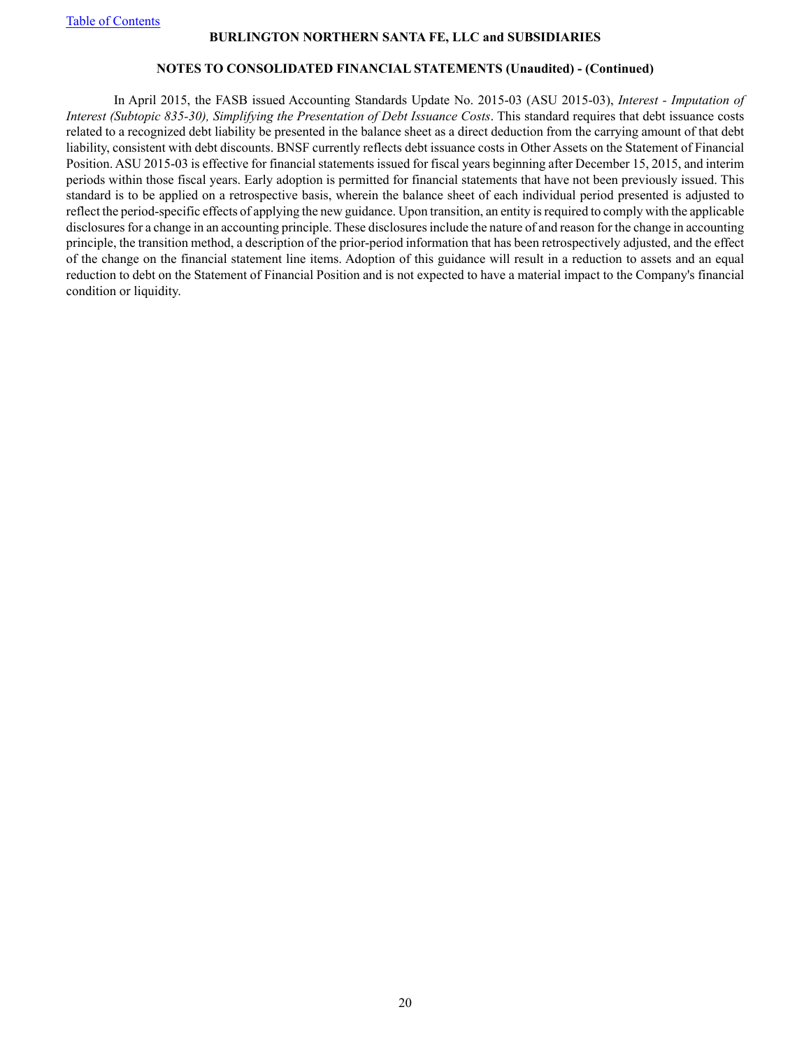In April 2015, the FASB issued Accounting Standards Update No. 2015-03 (ASU 2015-03), *Interest - Imputation of Interest (Subtopic 835-30), Simplifying the Presentation of Debt Issuance Costs*. This standard requires that debt issuance costs related to a recognized debt liability be presented in the balance sheet as a direct deduction from the carrying amount of that debt liability, consistent with debt discounts. BNSF currently reflects debt issuance costs in Other Assets on the Statement of Financial Position. ASU 2015-03 is effective for financial statements issued for fiscal years beginning after December 15, 2015, and interim periods within those fiscal years. Early adoption is permitted for financial statements that have not been previously issued. This standard is to be applied on a retrospective basis, wherein the balance sheet of each individual period presented is adjusted to reflect the period-specific effects of applying the new guidance. Upon transition, an entity is required to comply with the applicable disclosures for a change in an accounting principle. These disclosures include the nature of and reason for the change in accounting principle, the transition method, a description of the prior-period information that has been retrospectively adjusted, and the effect of the change on the financial statement line items. Adoption of this guidance will result in a reduction to assets and an equal reduction to debt on the Statement of Financial Position and is not expected to have a material impact to the Company's financial condition or liquidity.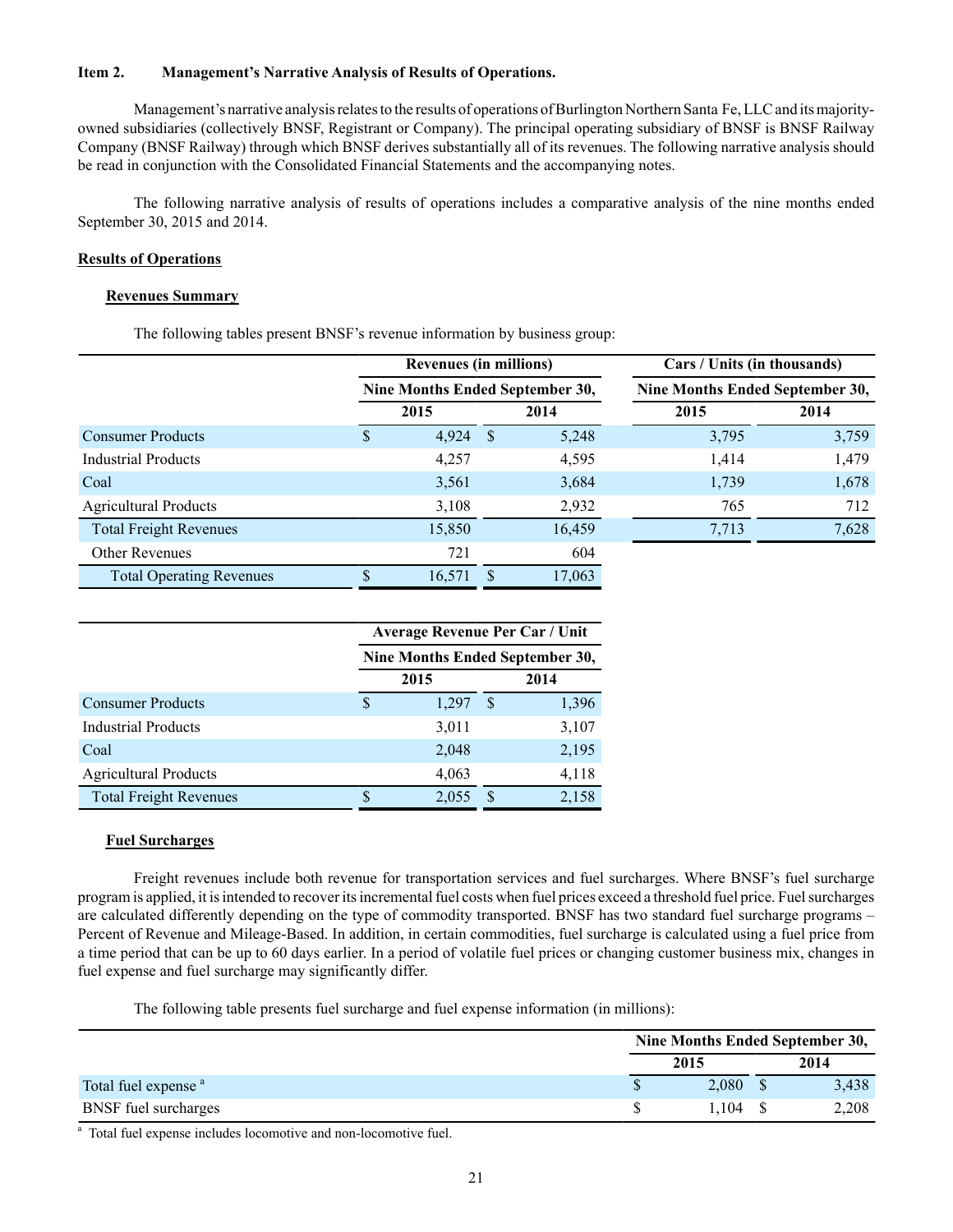## Item 2. Management's Narrative Analysis of Results of Operations.

Management's narrative analysis relates to the results of operations of Burlington Northern Santa Fe, LLC and its majority-owned subsidiaries (collectively BNSF, Registrant or Company). The principal operating subsidiary of BNSF is BNSF Railway Company (BNSF Railway) through which BNSF derives substantially all of its revenues. The following narrative analysis should be read in conjunction with the Consolidated Financial Statements and the accompanying notes.

The following narrative analysis of results of operations includes a comparative analysis of the nine months ended September 30, 2015 and 2014.

### Results of Operations

#### Revenues Summary

The following tables present BNSF's revenue information by business group:

| | Revenues (in millions) | | Cars / Units (in thousands) | |
|---|---|---|---|---|
| | Nine Months Ended September 30, | | Nine Months Ended September 30, | |
| | 2015 | 2014 | 2015 | 2014 |
| Consumer Products | $ 4,924 | $ 5,248 | 3,795 | 3,759 |
| Industrial Products | 4,257 | 4,595 | 1,414 | 1,479 |
| Coal | 3,561 | 3,684 | 1,739 | 1,678 |
| Agricultural Products | 3,108 | 2,932 | 765 | 712 |
| Total Freight Revenues | 15,850 | 16,459 | 7,713 | 7,628 |
| Other Revenues | 721 | 604 | | |
| Total Operating Revenues | $ 16,571 | $ 17,063 | | |

| | Average Revenue Per Car / Unit | |
|---|---|---|
| | Nine Months Ended September 30, | |
| | 2015 | 2014 |
| Consumer Products | $ 1,297 | $ 1,396 |
| Industrial Products | 3,011 | 3,107 |
| Coal | 2,048 | 2,195 |
| Agricultural Products | 4,063 | 4,118 |
| Total Freight Revenues | $ 2,055 | $ 2,158 |

#### Fuel Surcharges

Freight revenues include both revenue for transportation services and fuel surcharges. Where BNSF's fuel surcharge program is applied, it is intended to recover its incremental fuel costs when fuel prices exceed a threshold fuel price. Fuel surcharges are calculated differently depending on the type of commodity transported. BNSF has two standard fuel surcharge programs – Percent of Revenue and Mileage-Based. In addition, in certain commodities, fuel surcharge is calculated using a fuel price from a time period that can be up to 60 days earlier. In a period of volatile fuel prices or changing customer business mix, changes in fuel expense and fuel surcharge may significantly differ.

The following table presents fuel surcharge and fuel expense information (in millions):

| | Nine Months Ended September 30, | |
|---|---|---|
| | 2015 | 2014 |
| Total fuel expense [a] | $ 2,080 | $ 3,438 |
| BNSF fuel surcharges | $ 1,104 | $ 2,208 |

[a] Total fuel expense includes locomotive and non-locomotive fuel.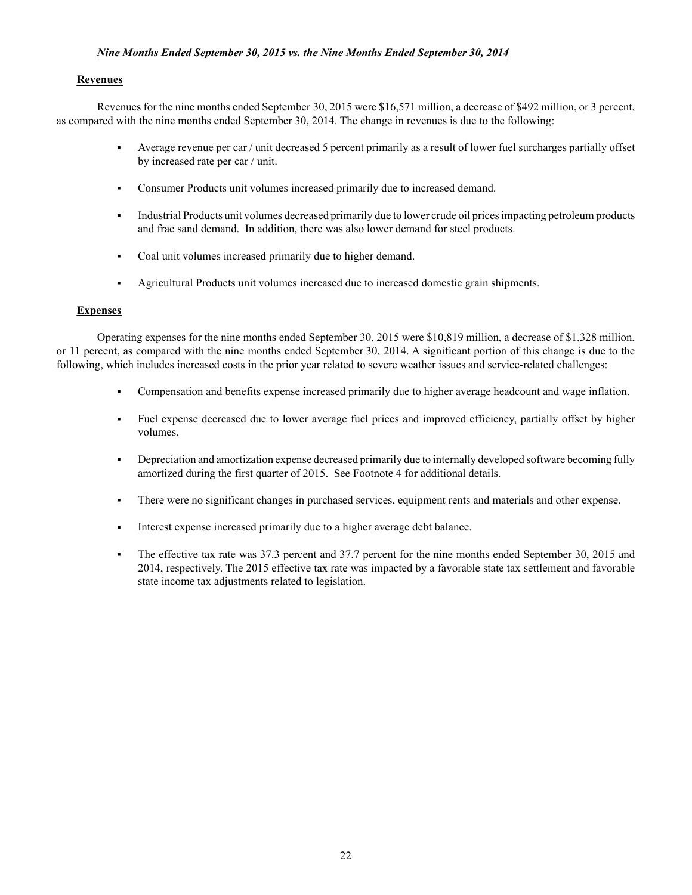***Nine Months Ended September 30, 2015 vs. the Nine Months Ended September 30, 2014***

**Revenues**

Revenues for the nine months ended September 30, 2015 were $16,571 million, a decrease of $492 million, or 3 percent, as compared with the nine months ended September 30, 2014. The change in revenues is due to the following:

- Average revenue per car / unit decreased 5 percent primarily as a result of lower fuel surcharges partially offset by increased rate per car / unit.
- Consumer Products unit volumes increased primarily due to increased demand.
- Industrial Products unit volumes decreased primarily due to lower crude oil prices impacting petroleum products and frac sand demand. In addition, there was also lower demand for steel products.
- Coal unit volumes increased primarily due to higher demand.
- Agricultural Products unit volumes increased due to increased domestic grain shipments.

**Expenses**

Operating expenses for the nine months ended September 30, 2015 were $10,819 million, a decrease of $1,328 million, or 11 percent, as compared with the nine months ended September 30, 2014. A significant portion of this change is due to the following, which includes increased costs in the prior year related to severe weather issues and service-related challenges:

- Compensation and benefits expense increased primarily due to higher average headcount and wage inflation.
- Fuel expense decreased due to lower average fuel prices and improved efficiency, partially offset by higher volumes.
- Depreciation and amortization expense decreased primarily due to internally developed software becoming fully amortized during the first quarter of 2015. See Footnote 4 for additional details.
- There were no significant changes in purchased services, equipment rents and materials and other expense.
- Interest expense increased primarily due to a higher average debt balance.
- The effective tax rate was 37.3 percent and 37.7 percent for the nine months ended September 30, 2015 and 2014, respectively. The 2015 effective tax rate was impacted by a favorable state tax settlement and favorable state income tax adjustments related to legislation.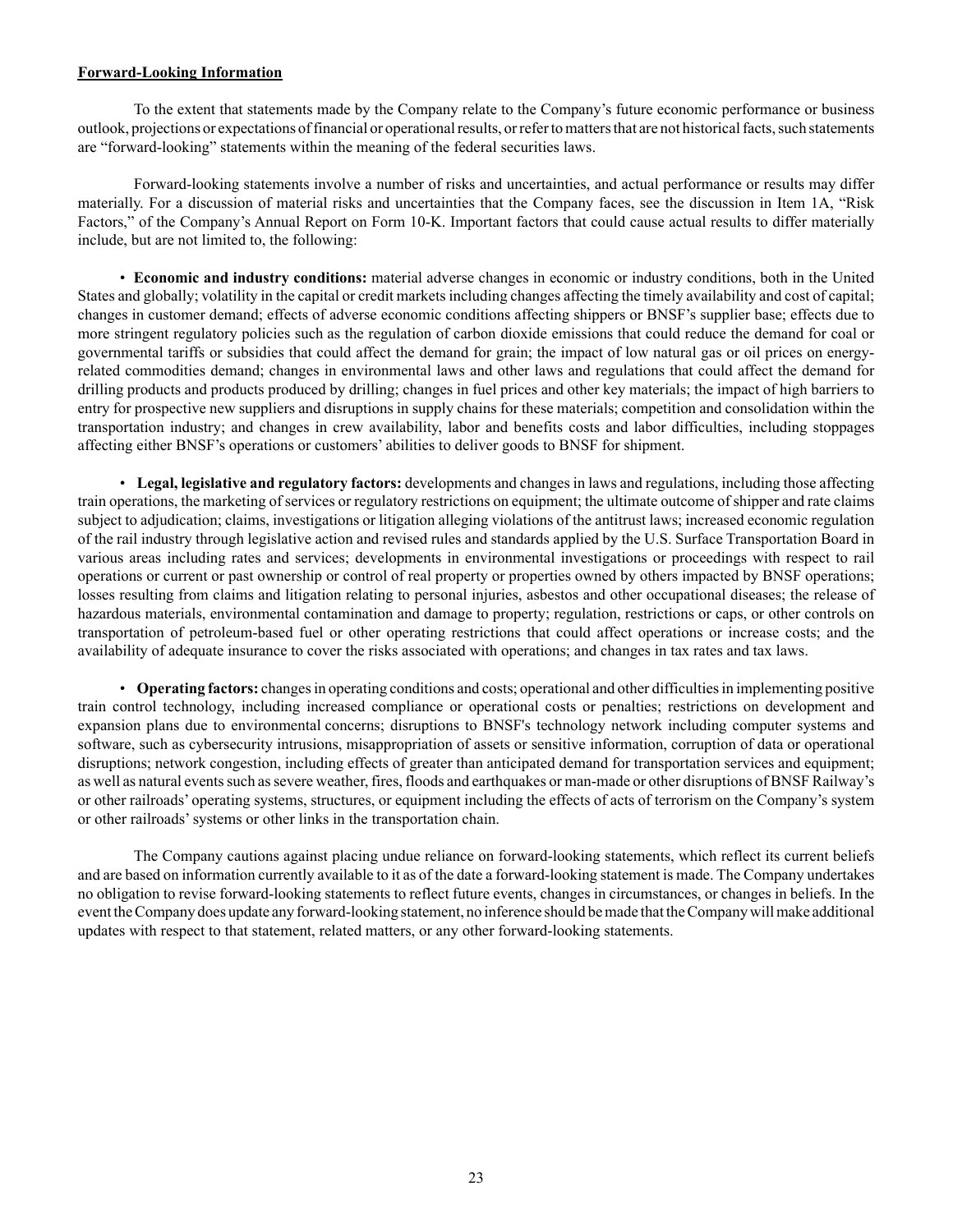**Forward-Looking Information**

To the extent that statements made by the Company relate to the Company's future economic performance or business outlook, projections or expectations of financial or operational results, or refer to matters that are not historical facts, such statements are "forward-looking" statements within the meaning of the federal securities laws.

Forward-looking statements involve a number of risks and uncertainties, and actual performance or results may differ materially. For a discussion of material risks and uncertainties that the Company faces, see the discussion in Item 1A, "Risk Factors," of the Company's Annual Report on Form 10-K. Important factors that could cause actual results to differ materially include, but are not limited to, the following:

- **Economic and industry conditions:** material adverse changes in economic or industry conditions, both in the United States and globally; volatility in the capital or credit markets including changes affecting the timely availability and cost of capital; changes in customer demand; effects of adverse economic conditions affecting shippers or BNSF's supplier base; effects due to more stringent regulatory policies such as the regulation of carbon dioxide emissions that could reduce the demand for coal or governmental tariffs or subsidies that could affect the demand for grain; the impact of low natural gas or oil prices on energy-related commodities demand; changes in environmental laws and other laws and regulations that could affect the demand for drilling products and products produced by drilling; changes in fuel prices and other key materials; the impact of high barriers to entry for prospective new suppliers and disruptions in supply chains for these materials; competition and consolidation within the transportation industry; and changes in crew availability, labor and benefits costs and labor difficulties, including stoppages affecting either BNSF's operations or customers' abilities to deliver goods to BNSF for shipment.

- **Legal, legislative and regulatory factors:** developments and changes in laws and regulations, including those affecting train operations, the marketing of services or regulatory restrictions on equipment; the ultimate outcome of shipper and rate claims subject to adjudication; claims, investigations or litigation alleging violations of the antitrust laws; increased economic regulation of the rail industry through legislative action and revised rules and standards applied by the U.S. Surface Transportation Board in various areas including rates and services; developments in environmental investigations or proceedings with respect to rail operations or current or past ownership or control of real property or properties owned by others impacted by BNSF operations; losses resulting from claims and litigation relating to personal injuries, asbestos and other occupational diseases; the release of hazardous materials, environmental contamination and damage to property; regulation, restrictions or caps, or other controls on transportation of petroleum-based fuel or other operating restrictions that could affect operations or increase costs; and the availability of adequate insurance to cover the risks associated with operations; and changes in tax rates and tax laws.

- **Operating factors:** changes in operating conditions and costs; operational and other difficulties in implementing positive train control technology, including increased compliance or operational costs or penalties; restrictions on development and expansion plans due to environmental concerns; disruptions to BNSF's technology network including computer systems and software, such as cybersecurity intrusions, misappropriation of assets or sensitive information, corruption of data or operational disruptions; network congestion, including effects of greater than anticipated demand for transportation services and equipment; as well as natural events such as severe weather, fires, floods and earthquakes or man-made or other disruptions of BNSF Railway's or other railroads' operating systems, structures, or equipment including the effects of acts of terrorism on the Company's system or other railroads' systems or other links in the transportation chain.

The Company cautions against placing undue reliance on forward-looking statements, which reflect its current beliefs and are based on information currently available to it as of the date a forward-looking statement is made. The Company undertakes no obligation to revise forward-looking statements to reflect future events, changes in circumstances, or changes in beliefs. In the event the Company does update any forward-looking statement, no inference should be made that the Company will make additional updates with respect to that statement, related matters, or any other forward-looking statements.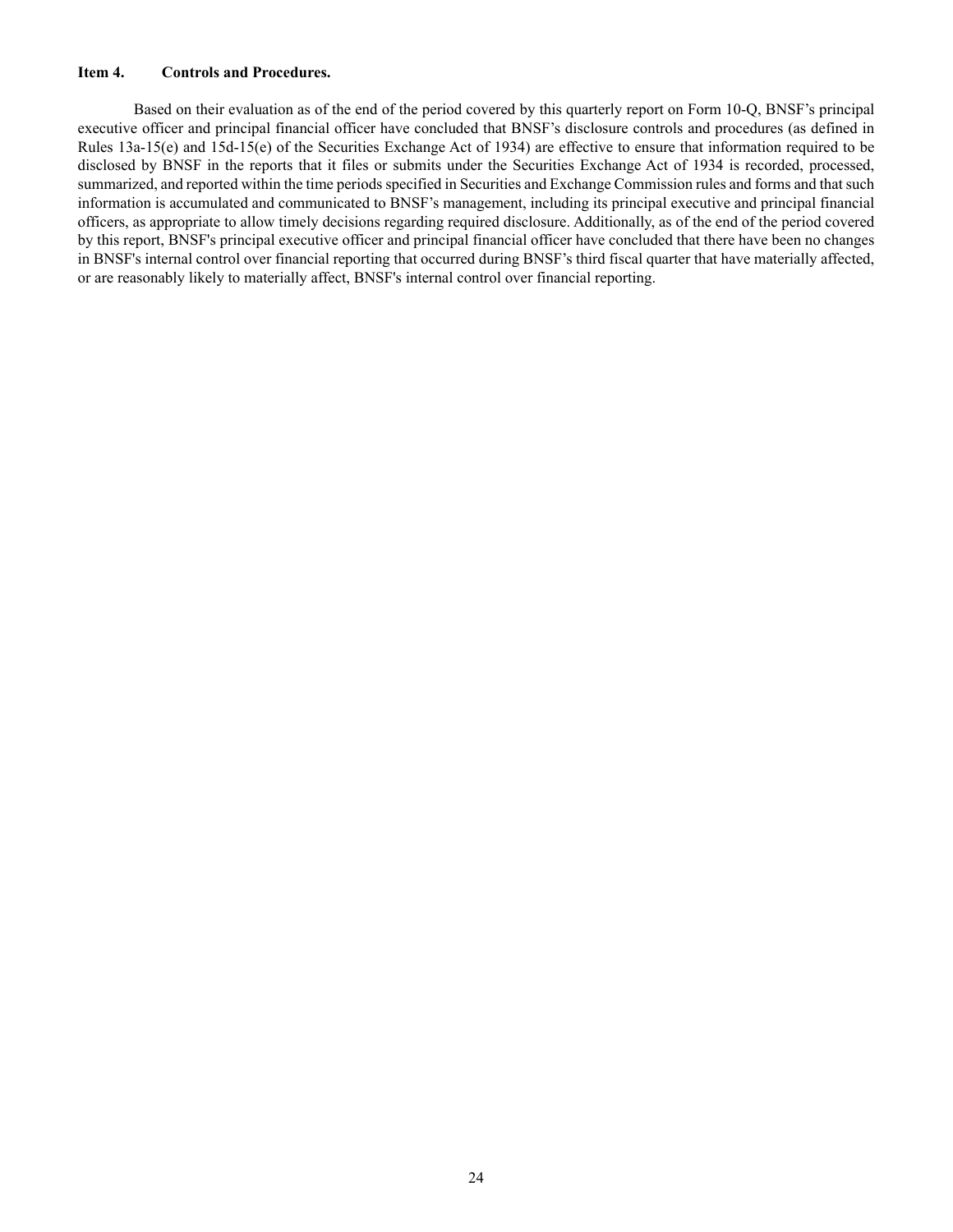**Item 4. Controls and Procedures.**

Based on their evaluation as of the end of the period covered by this quarterly report on Form 10-Q, BNSF’s principal executive officer and principal financial officer have concluded that BNSF’s disclosure controls and procedures (as defined in Rules 13a-15(e) and 15d-15(e) of the Securities Exchange Act of 1934) are effective to ensure that information required to be disclosed by BNSF in the reports that it files or submits under the Securities Exchange Act of 1934 is recorded, processed, summarized, and reported within the time periods specified in Securities and Exchange Commission rules and forms and that such information is accumulated and communicated to BNSF’s management, including its principal executive and principal financial officers, as appropriate to allow timely decisions regarding required disclosure. Additionally, as of the end of the period covered by this report, BNSF's principal executive officer and principal financial officer have concluded that there have been no changes in BNSF's internal control over financial reporting that occurred during BNSF’s third fiscal quarter that have materially affected, or are reasonably likely to materially affect, BNSF's internal control over financial reporting.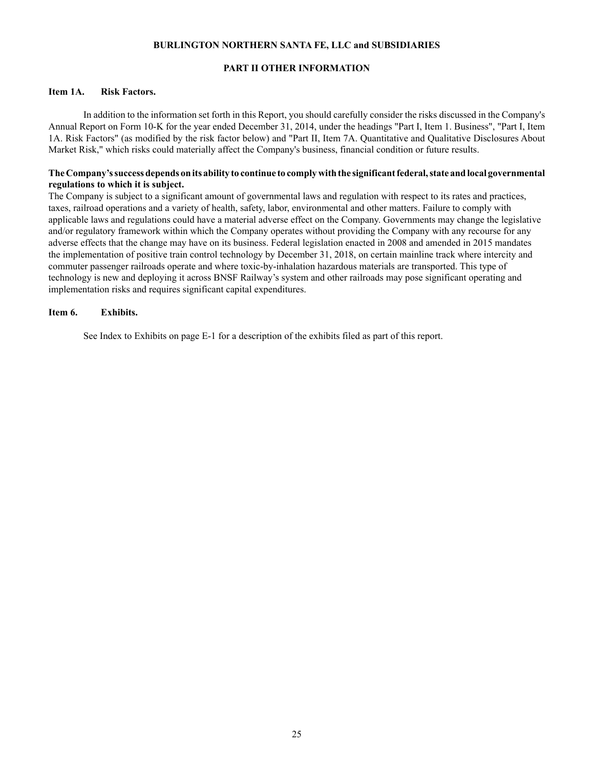**BURLINGTON NORTHERN SANTA FE, LLC and SUBSIDIARIES**

## PART II OTHER INFORMATION

### Item 1A. Risk Factors.

In addition to the information set forth in this Report, you should carefully consider the risks discussed in the Company's Annual Report on Form 10-K for the year ended December 31, 2014, under the headings "Part I, Item 1. Business", "Part I, Item 1A. Risk Factors" (as modified by the risk factor below) and "Part II, Item 7A. Quantitative and Qualitative Disclosures About Market Risk," which risks could materially affect the Company's business, financial condition or future results.

**The Company's success depends on its ability to continue to comply with the significant federal, state and local governmental regulations to which it is subject.**

The Company is subject to a significant amount of governmental laws and regulation with respect to its rates and practices, taxes, railroad operations and a variety of health, safety, labor, environmental and other matters. Failure to comply with applicable laws and regulations could have a material adverse effect on the Company. Governments may change the legislative and/or regulatory framework within which the Company operates without providing the Company with any recourse for any adverse effects that the change may have on its business. Federal legislation enacted in 2008 and amended in 2015 mandates the implementation of positive train control technology by December 31, 2018, on certain mainline track where intercity and commuter passenger railroads operate and where toxic-by-inhalation hazardous materials are transported. This type of technology is new and deploying it across BNSF Railway's system and other railroads may pose significant operating and implementation risks and requires significant capital expenditures.

### Item 6. Exhibits.

See Index to Exhibits on page E-1 for a description of the exhibits filed as part of this report.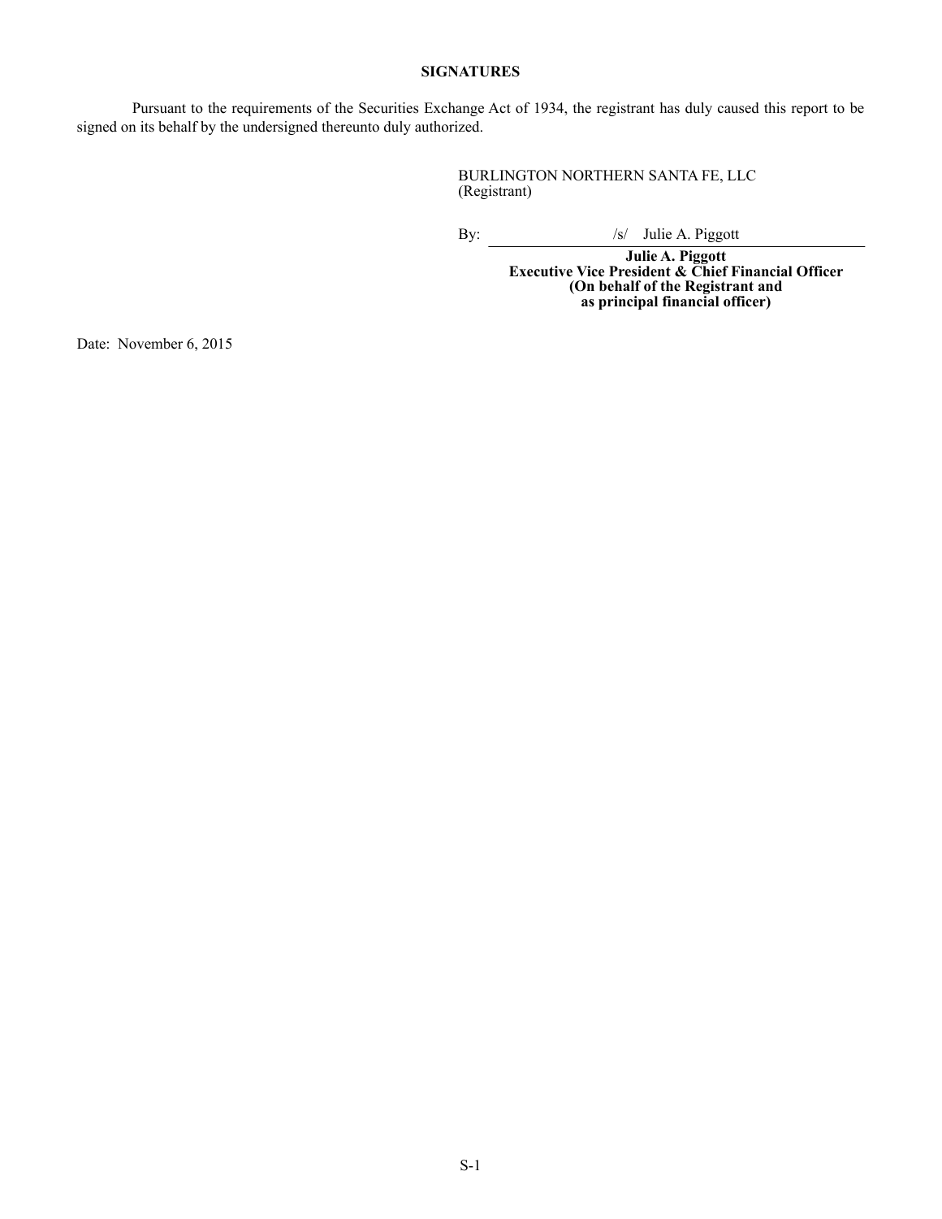## SIGNATURES

Pursuant to the requirements of the Securities Exchange Act of 1934, the registrant has duly caused this report to be signed on its behalf by the undersigned thereunto duly authorized.

BURLINGTON NORTHERN SANTA FE, LLC
(Registrant)

By: /s/ Julie A. Piggott

**Julie A. Piggott**
**Executive Vice President & Chief Financial Officer**
**(On behalf of the Registrant and as principal financial officer)**

Date: November 6, 2015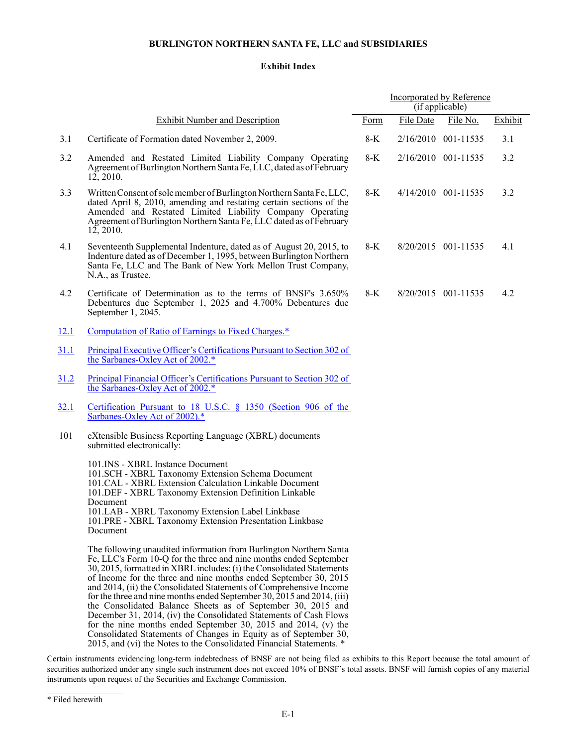**BURLINGTON NORTHERN SANTA FE, LLC and SUBSIDIARIES**

**Exhibit Index**

| | Exhibit Number and Description | Incorporated by Reference (if applicable) Form | File Date | File No. | Exhibit |
|---|---|---|---|---|---|
| 3.1 | Certificate of Formation dated November 2, 2009. | 8-K | 2/16/2010 | 001-11535 | 3.1 |
| 3.2 | Amended and Restated Limited Liability Company Operating Agreement of Burlington Northern Santa Fe, LLC, dated as of February 12, 2010. | 8-K | 2/16/2010 | 001-11535 | 3.2 |
| 3.3 | Written Consent of sole member of Burlington Northern Santa Fe, LLC, dated April 8, 2010, amending and restating certain sections of the Amended and Restated Limited Liability Company Operating Agreement of Burlington Northern Santa Fe, LLC dated as of February 12, 2010. | 8-K | 4/14/2010 | 001-11535 | 3.2 |
| 4.1 | Seventeenth Supplemental Indenture, dated as of August 20, 2015, to Indenture dated as of December 1, 1995, between Burlington Northern Santa Fe, LLC and The Bank of New York Mellon Trust Company, N.A., as Trustee. | 8-K | 8/20/2015 | 001-11535 | 4.1 |
| 4.2 | Certificate of Determination as to the terms of BNSF's 3.650% Debentures due September 1, 2025 and 4.700% Debentures due September 1, 2045. | 8-K | 8/20/2015 | 001-11535 | 4.2 |
| 12.1 | Computation of Ratio of Earnings to Fixed Charges.* | | | | |
| 31.1 | Principal Executive Officer's Certifications Pursuant to Section 302 of the Sarbanes-Oxley Act of 2002.* | | | | |
| 31.2 | Principal Financial Officer's Certifications Pursuant to Section 302 of the Sarbanes-Oxley Act of 2002.* | | | | |
| 32.1 | Certification Pursuant to 18 U.S.C. § 1350 (Section 906 of the Sarbanes-Oxley Act of 2002).* | | | | |
| 101 | eXtensible Business Reporting Language (XBRL) documents submitted electronically: | | | | |

101.INS - XBRL Instance Document
101.SCH - XBRL Taxonomy Extension Schema Document
101.CAL - XBRL Extension Calculation Linkable Document
101.DEF - XBRL Taxonomy Extension Definition Linkable Document
101.LAB - XBRL Taxonomy Extension Label Linkbase
101.PRE - XBRL Taxonomy Extension Presentation Linkbase Document

The following unaudited information from Burlington Northern Santa Fe, LLC's Form 10-Q for the three and nine months ended September 30, 2015, formatted in XBRL includes: (i) the Consolidated Statements of Income for the three and nine months ended September 30, 2015 and 2014, (ii) the Consolidated Statements of Comprehensive Income for the three and nine months ended September 30, 2015 and 2014, (iii) the Consolidated Balance Sheets as of September 30, 2015 and December 31, 2014, (iv) the Consolidated Statements of Cash Flows for the nine months ended September 30, 2015 and 2014, (v) the Consolidated Statements of Changes in Equity as of September 30, 2015, and (vi) the Notes to the Consolidated Financial Statements. *

Certain instruments evidencing long-term indebtedness of BNSF are not being filed as exhibits to this Report because the total amount of securities authorized under any single such instrument does not exceed 10% of BNSF's total assets. BNSF will furnish copies of any material instruments upon request of the Securities and Exchange Commission.

---

* Filed herewith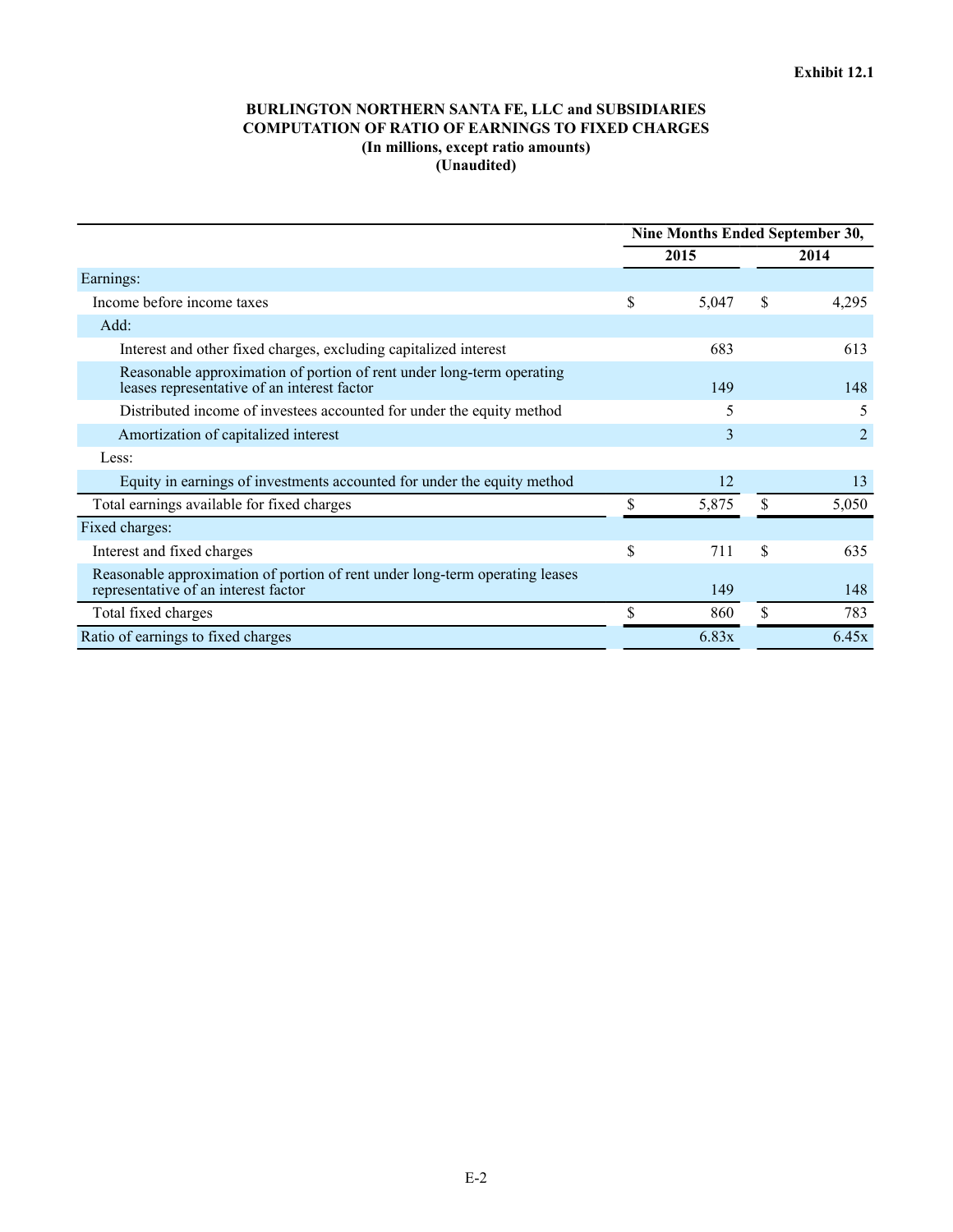**Exhibit 12.1**

**BURLINGTON NORTHERN SANTA FE, LLC and SUBSIDIARIES**
**COMPUTATION OF RATIO OF EARNINGS TO FIXED CHARGES**
**(In millions, except ratio amounts)**
**(Unaudited)**

| | Nine Months Ended September 30, | |
|---|---|---|
| | **2015** | **2014** |
| Earnings: | | |
| Income before income taxes | $ 5,047 | $ 4,295 |
| Add: | | |
| Interest and other fixed charges, excluding capitalized interest | 683 | 613 |
| Reasonable approximation of portion of rent under long-term operating leases representative of an interest factor | 149 | 148 |
| Distributed income of investees accounted for under the equity method | 5 | 5 |
| Amortization of capitalized interest | 3 | 2 |
| Less: | | |
| Equity in earnings of investments accounted for under the equity method | 12 | 13 |
| Total earnings available for fixed charges | $ 5,875 | $ 5,050 |
| Fixed charges: | | |
| Interest and fixed charges | $ 711 | $ 635 |
| Reasonable approximation of portion of rent under long-term operating leases representative of an interest factor | 149 | 148 |
| Total fixed charges | $ 860 | $ 783 |
| Ratio of earnings to fixed charges | 6.83x | 6.45x |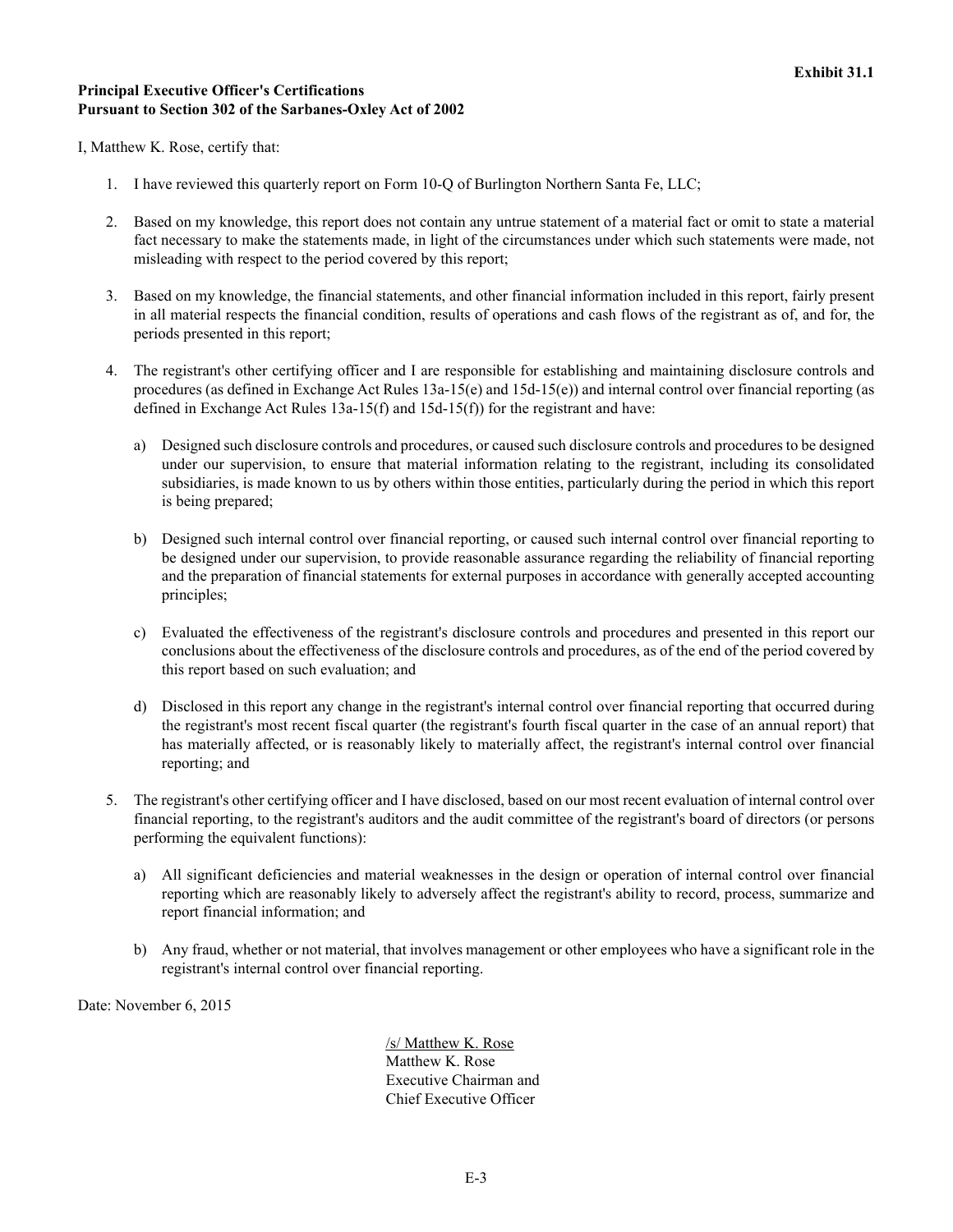**Exhibit 31.1**

**Principal Executive Officer's Certifications**
**Pursuant to Section 302 of the Sarbanes-Oxley Act of 2002**

I, Matthew K. Rose, certify that:

1. I have reviewed this quarterly report on Form 10-Q of Burlington Northern Santa Fe, LLC;

2. Based on my knowledge, this report does not contain any untrue statement of a material fact or omit to state a material fact necessary to make the statements made, in light of the circumstances under which such statements were made, not misleading with respect to the period covered by this report;

3. Based on my knowledge, the financial statements, and other financial information included in this report, fairly present in all material respects the financial condition, results of operations and cash flows of the registrant as of, and for, the periods presented in this report;

4. The registrant's other certifying officer and I are responsible for establishing and maintaining disclosure controls and procedures (as defined in Exchange Act Rules 13a-15(e) and 15d-15(e)) and internal control over financial reporting (as defined in Exchange Act Rules 13a-15(f) and 15d-15(f)) for the registrant and have:

   a) Designed such disclosure controls and procedures, or caused such disclosure controls and procedures to be designed under our supervision, to ensure that material information relating to the registrant, including its consolidated subsidiaries, is made known to us by others within those entities, particularly during the period in which this report is being prepared;

   b) Designed such internal control over financial reporting, or caused such internal control over financial reporting to be designed under our supervision, to provide reasonable assurance regarding the reliability of financial reporting and the preparation of financial statements for external purposes in accordance with generally accepted accounting principles;

   c) Evaluated the effectiveness of the registrant's disclosure controls and procedures and presented in this report our conclusions about the effectiveness of the disclosure controls and procedures, as of the end of the period covered by this report based on such evaluation; and

   d) Disclosed in this report any change in the registrant's internal control over financial reporting that occurred during the registrant's most recent fiscal quarter (the registrant's fourth fiscal quarter in the case of an annual report) that has materially affected, or is reasonably likely to materially affect, the registrant's internal control over financial reporting; and

5. The registrant's other certifying officer and I have disclosed, based on our most recent evaluation of internal control over financial reporting, to the registrant's auditors and the audit committee of the registrant's board of directors (or persons performing the equivalent functions):

   a) All significant deficiencies and material weaknesses in the design or operation of internal control over financial reporting which are reasonably likely to adversely affect the registrant's ability to record, process, summarize and report financial information; and

   b) Any fraud, whether or not material, that involves management or other employees who have a significant role in the registrant's internal control over financial reporting.

Date: November 6, 2015

/s/ Matthew K. Rose
Matthew K. Rose
Executive Chairman and
Chief Executive Officer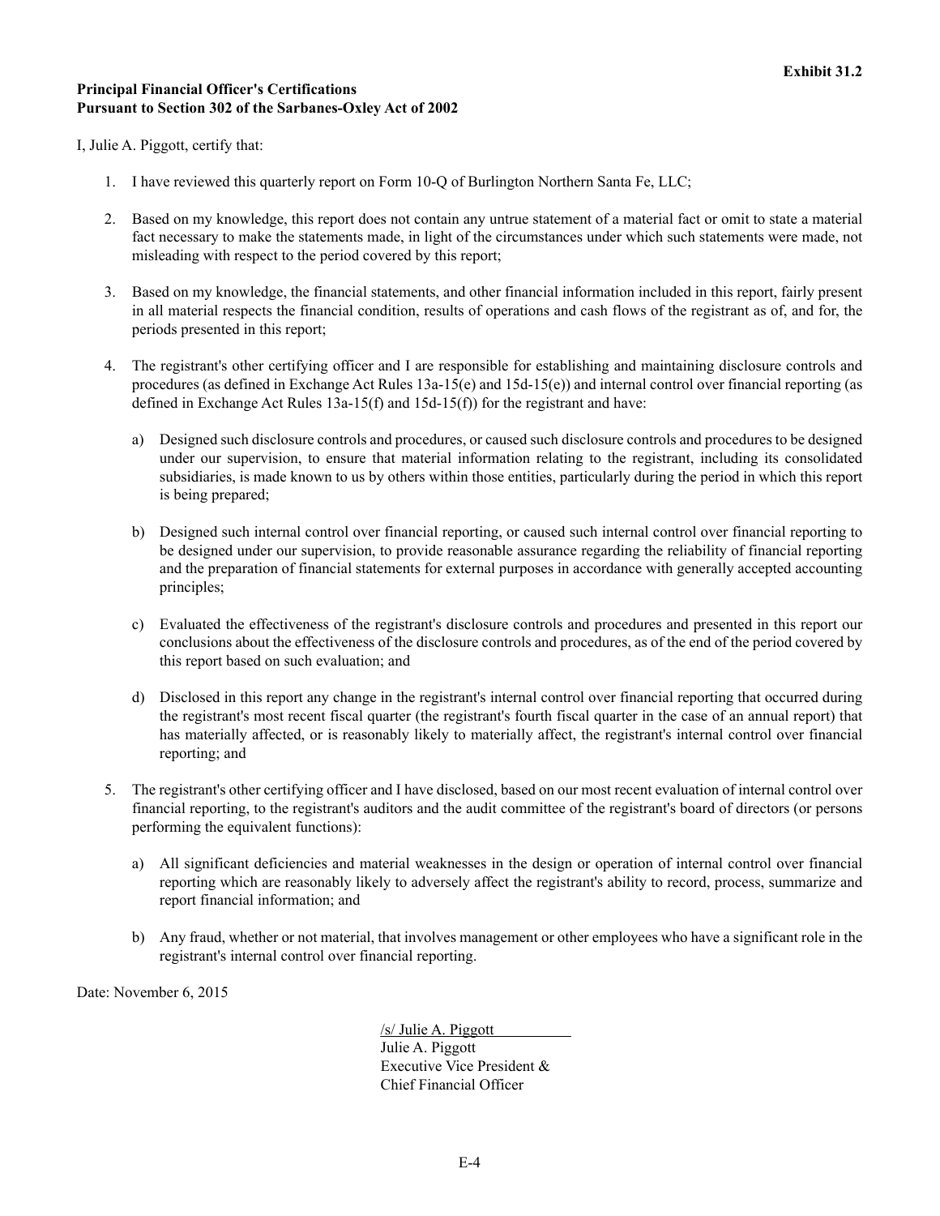**Exhibit 31.2**

**Principal Financial Officer's Certifications**
**Pursuant to Section 302 of the Sarbanes-Oxley Act of 2002**

I, Julie A. Piggott, certify that:

1. I have reviewed this quarterly report on Form 10-Q of Burlington Northern Santa Fe, LLC;

2. Based on my knowledge, this report does not contain any untrue statement of a material fact or omit to state a material fact necessary to make the statements made, in light of the circumstances under which such statements were made, not misleading with respect to the period covered by this report;

3. Based on my knowledge, the financial statements, and other financial information included in this report, fairly present in all material respects the financial condition, results of operations and cash flows of the registrant as of, and for, the periods presented in this report;

4. The registrant's other certifying officer and I are responsible for establishing and maintaining disclosure controls and procedures (as defined in Exchange Act Rules 13a-15(e) and 15d-15(e)) and internal control over financial reporting (as defined in Exchange Act Rules 13a-15(f) and 15d-15(f)) for the registrant and have:

   a) Designed such disclosure controls and procedures, or caused such disclosure controls and procedures to be designed under our supervision, to ensure that material information relating to the registrant, including its consolidated subsidiaries, is made known to us by others within those entities, particularly during the period in which this report is being prepared;

   b) Designed such internal control over financial reporting, or caused such internal control over financial reporting to be designed under our supervision, to provide reasonable assurance regarding the reliability of financial reporting and the preparation of financial statements for external purposes in accordance with generally accepted accounting principles;

   c) Evaluated the effectiveness of the registrant's disclosure controls and procedures and presented in this report our conclusions about the effectiveness of the disclosure controls and procedures, as of the end of the period covered by this report based on such evaluation; and

   d) Disclosed in this report any change in the registrant's internal control over financial reporting that occurred during the registrant's most recent fiscal quarter (the registrant's fourth fiscal quarter in the case of an annual report) that has materially affected, or is reasonably likely to materially affect, the registrant's internal control over financial reporting; and

5. The registrant's other certifying officer and I have disclosed, based on our most recent evaluation of internal control over financial reporting, to the registrant's auditors and the audit committee of the registrant's board of directors (or persons performing the equivalent functions):

   a) All significant deficiencies and material weaknesses in the design or operation of internal control over financial reporting which are reasonably likely to adversely affect the registrant's ability to record, process, summarize and report financial information; and

   b) Any fraud, whether or not material, that involves management or other employees who have a significant role in the registrant's internal control over financial reporting.

Date: November 6, 2015

/s/ Julie A. Piggott
Julie A. Piggott
Executive Vice President &
Chief Financial Officer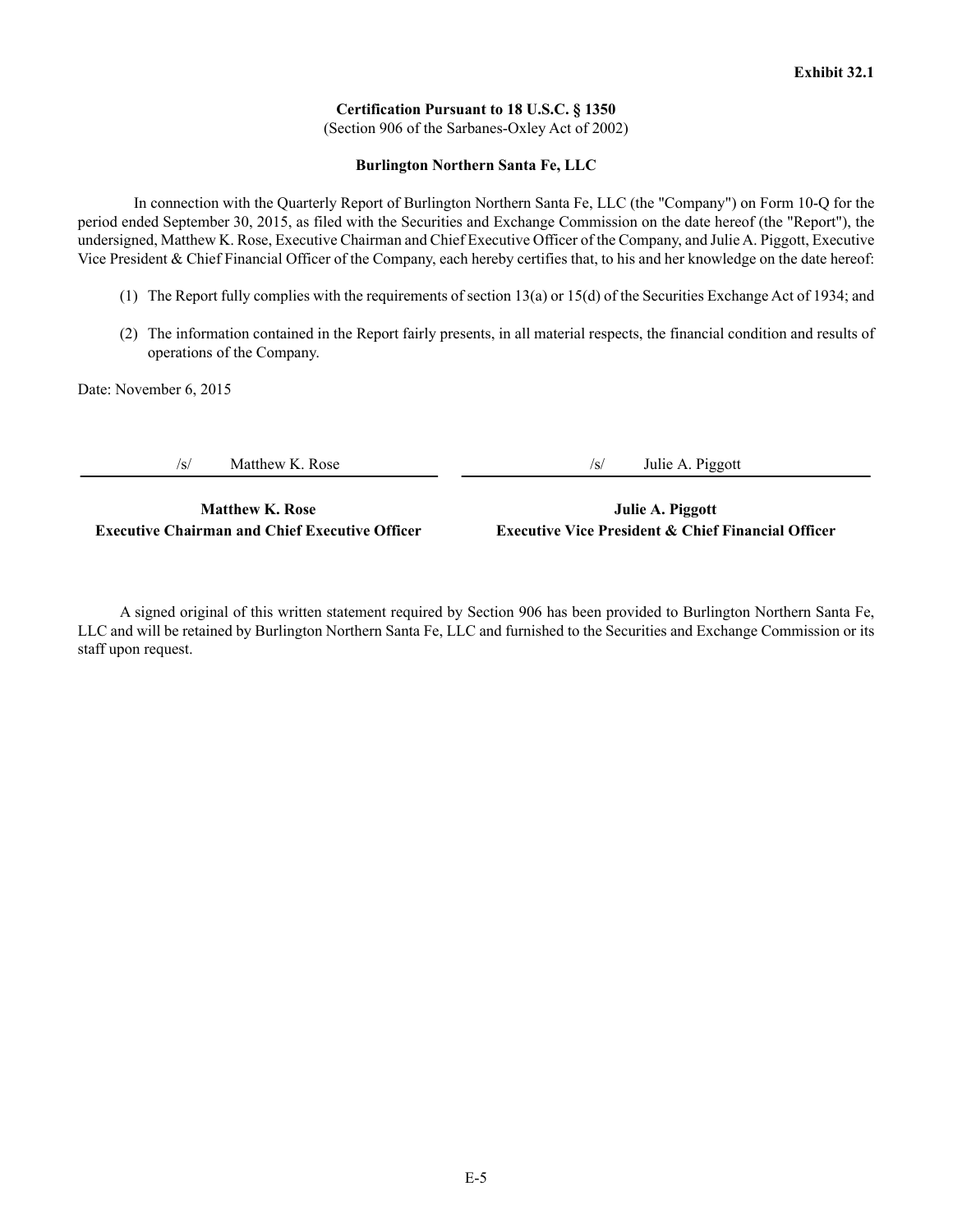**Exhibit 32.1**

**Certification Pursuant to 18 U.S.C. § 1350**
(Section 906 of the Sarbanes-Oxley Act of 2002)

**Burlington Northern Santa Fe, LLC**

In connection with the Quarterly Report of Burlington Northern Santa Fe, LLC (the "Company") on Form 10-Q for the period ended September 30, 2015, as filed with the Securities and Exchange Commission on the date hereof (the "Report"), the undersigned, Matthew K. Rose, Executive Chairman and Chief Executive Officer of the Company, and Julie A. Piggott, Executive Vice President & Chief Financial Officer of the Company, each hereby certifies that, to his and her knowledge on the date hereof:

(1) The Report fully complies with the requirements of section 13(a) or 15(d) of the Securities Exchange Act of 1934; and

(2) The information contained in the Report fairly presents, in all material respects, the financial condition and results of operations of the Company.

Date: November 6, 2015

| | |
|---|---|
| /s/ Matthew K. Rose | /s/ Julie A. Piggott |
| **Matthew K. Rose** | **Julie A. Piggott** |
| **Executive Chairman and Chief Executive Officer** | **Executive Vice President & Chief Financial Officer** |

A signed original of this written statement required by Section 906 has been provided to Burlington Northern Santa Fe, LLC and will be retained by Burlington Northern Santa Fe, LLC and furnished to the Securities and Exchange Commission or its staff upon request.